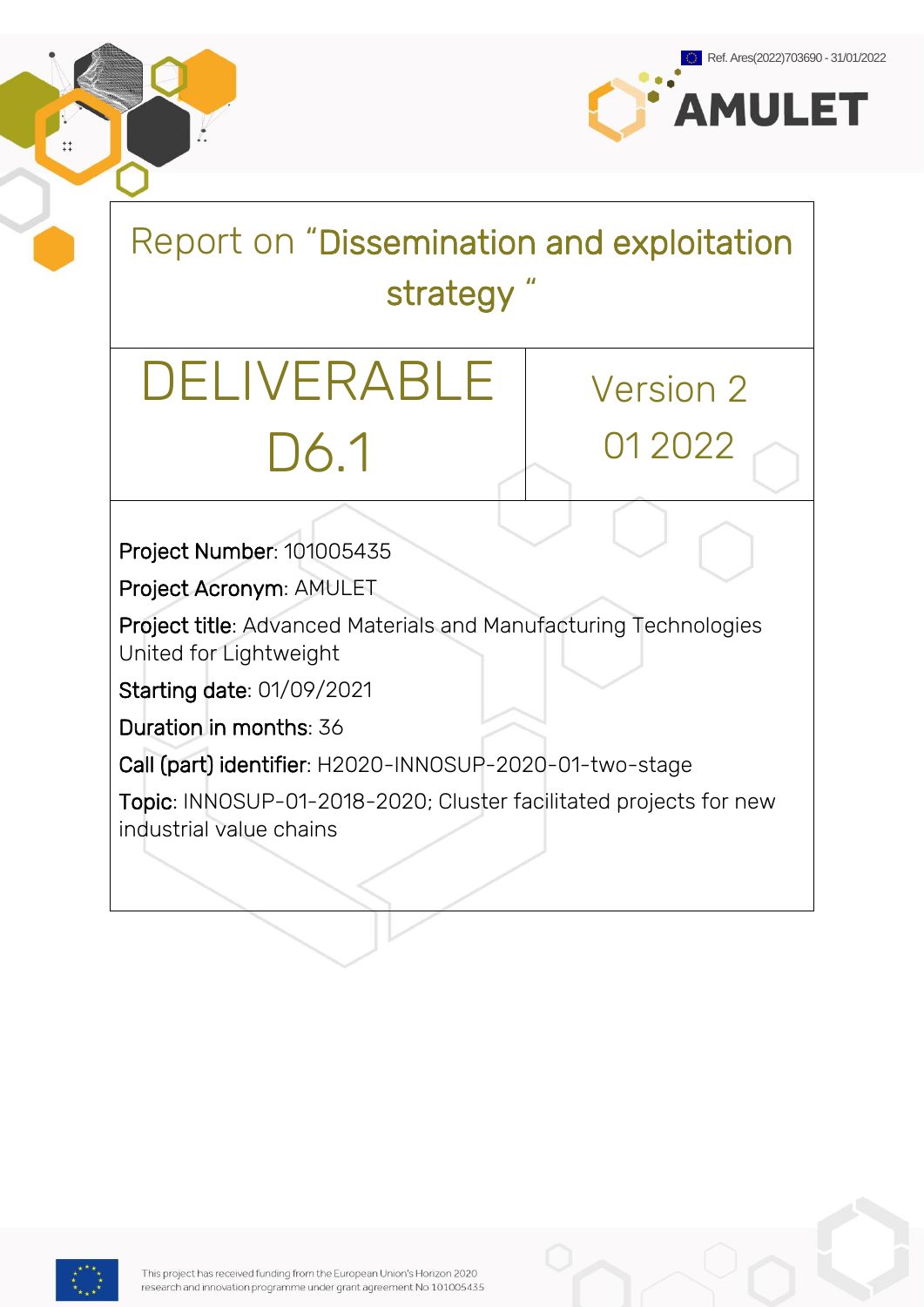Ref. Ares(2022)703690 - 31/01/2022

# Report on "Dissemination and exploitation strategy "

| DELIVERABLE D6.1 | Version 2 01 2022 |
|---|---|

**Project Number**: 101005435

**Project Acronym**: AMULET

**Project title**: Advanced Materials and Manufacturing Technologies United for Lightweight

**Starting date**: 01/09/2021

**Duration in months**: 36

**Call (part) identifier**: H2020-INNOSUP-2020-01-two-stage

**Topic**: INNOSUP-01-2018-2020; Cluster facilitated projects for new industrial value chains

This project has received funding from the European Union's Horizon 2020 research and innovation programme under grant agreement No 101005435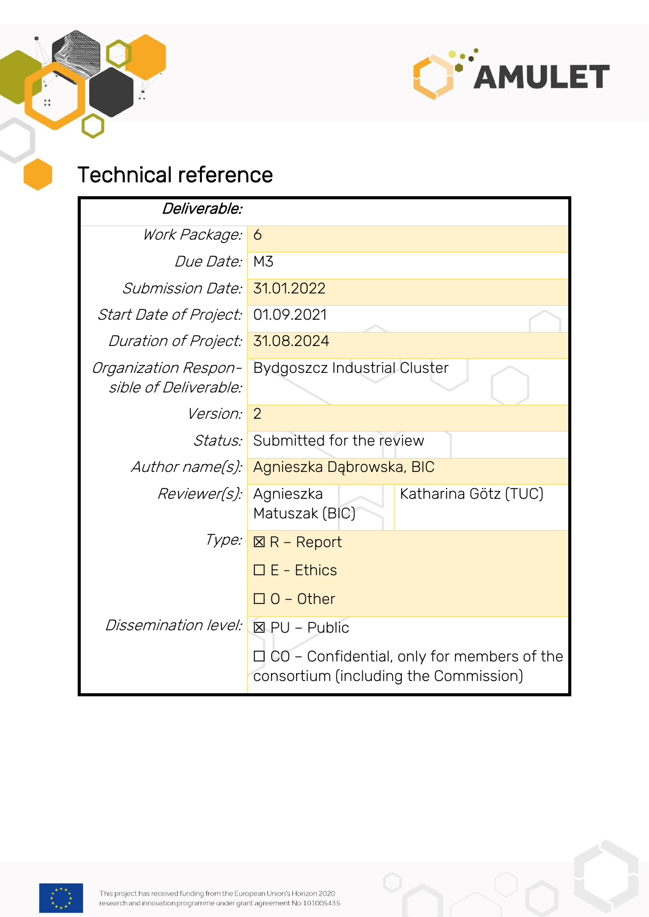# Technical reference

| *Deliverable:* | | |
|---|---|---|
| *Work Package:* | 6 | |
| *Due Date:* | M3 | |
| *Submission Date:* | 31.01.2022 | |
| *Start Date of Project:* | 01.09.2021 | |
| *Duration of Project:* | 31.08.2024 | |
| *Organization Responsible of Deliverable:* | Bydgoszcz Industrial Cluster | |
| *Version:* | 2 | |
| *Status:* | Submitted for the review | |
| *Author name(s):* | Agnieszka Dąbrowska, BIC | |
| *Reviewer(s):* | Agnieszka Matuszak (BIC) | Katharina Götz (TUC) |
| *Type:* | ☒ R – Report<br>☐ E - Ethics<br>☐ O – Other | |
| *Dissemination level:* | ☒ PU – Public<br>☐ CO – Confidential, only for members of the consortium (including the Commission) | |

This project has received funding from the European Union's Horizon 2020 research and innovation programme under grant agreement No 101005435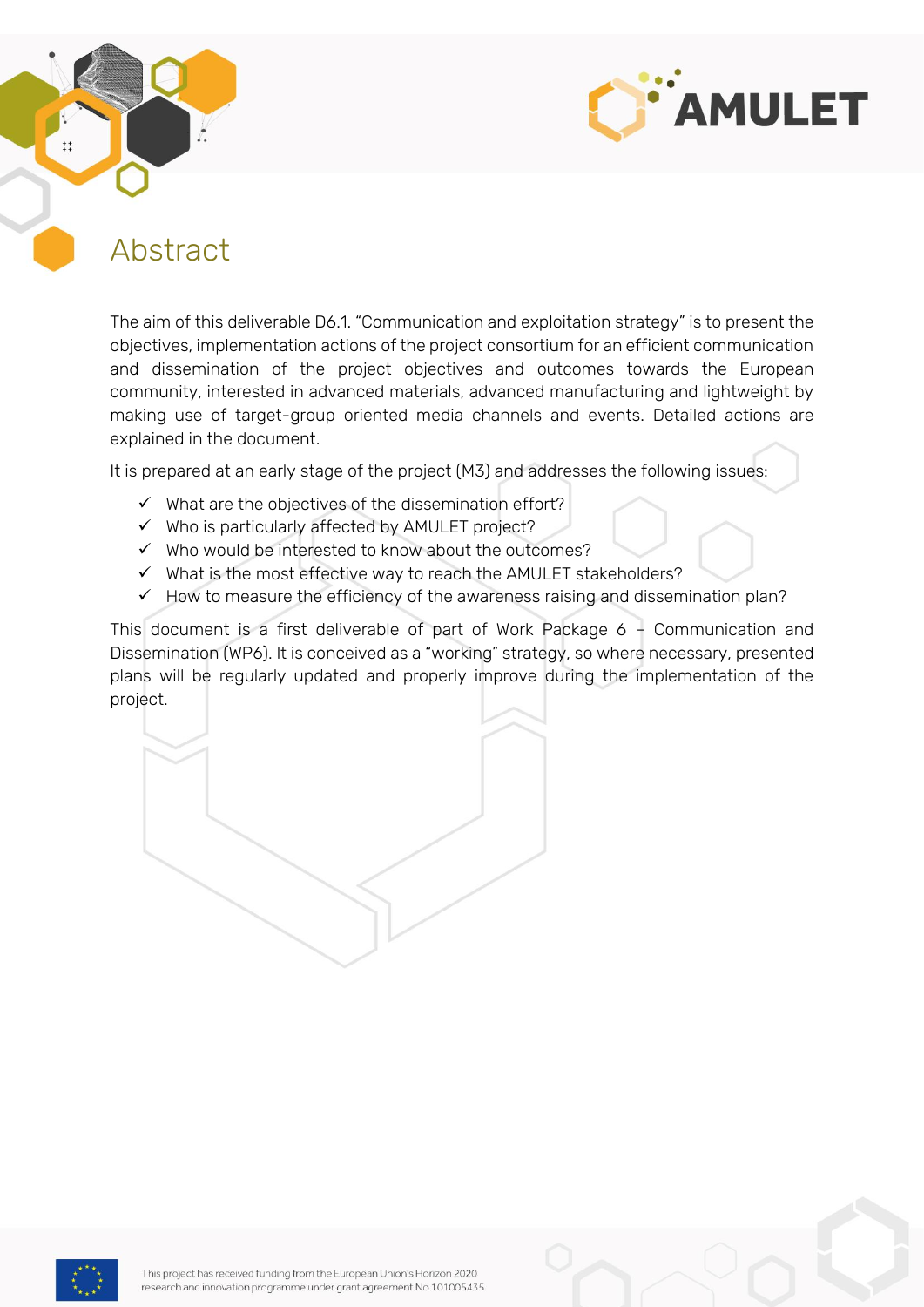# Abstract

The aim of this deliverable D6.1. "Communication and exploitation strategy" is to present the objectives, implementation actions of the project consortium for an efficient communication and dissemination of the project objectives and outcomes towards the European community, interested in advanced materials, advanced manufacturing and lightweight by making use of target-group oriented media channels and events. Detailed actions are explained in the document.

It is prepared at an early stage of the project (M3) and addresses the following issues:

- ✓ What are the objectives of the dissemination effort?
- ✓ Who is particularly affected by AMULET project?
- ✓ Who would be interested to know about the outcomes?
- ✓ What is the most effective way to reach the AMULET stakeholders?
- ✓ How to measure the efficiency of the awareness raising and dissemination plan?

This document is a first deliverable of part of Work Package 6 – Communication and Dissemination (WP6). It is conceived as a "working" strategy, so where necessary, presented plans will be regularly updated and properly improve during the implementation of the project.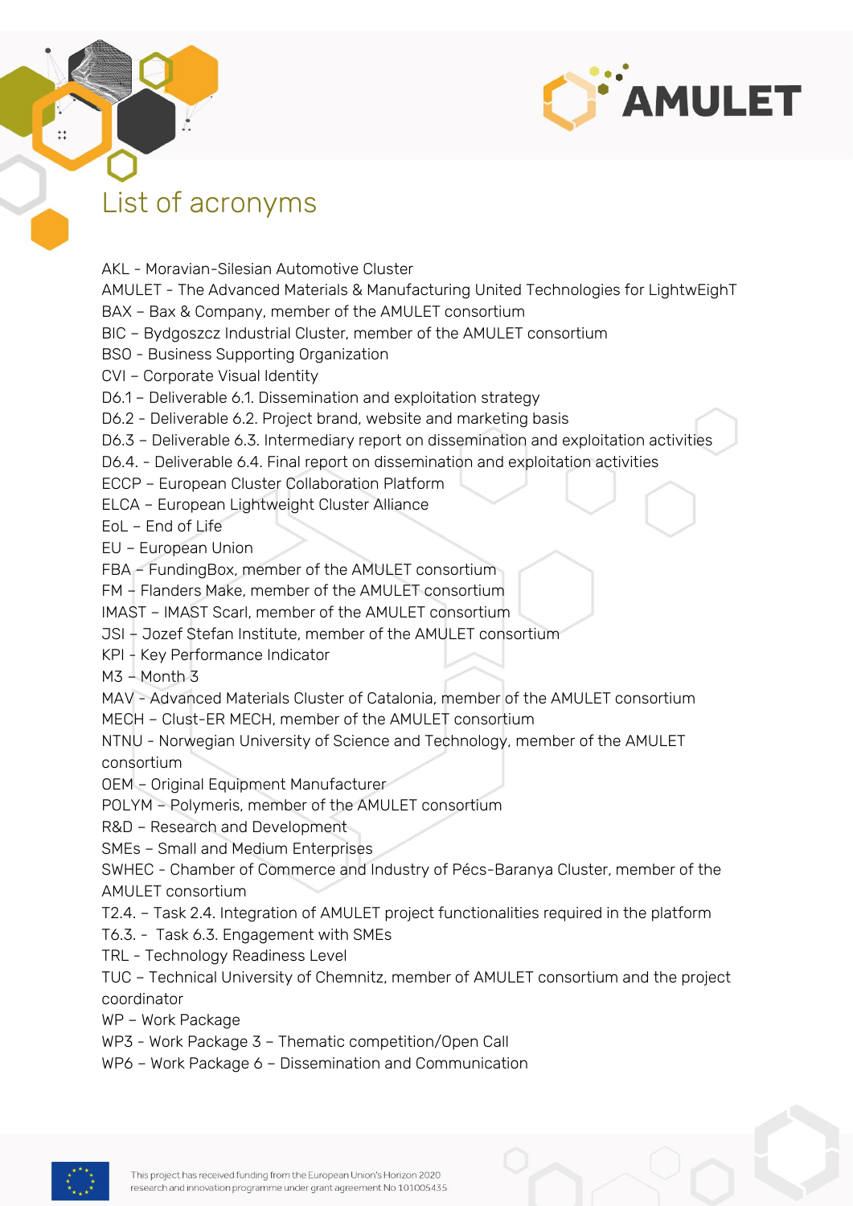# List of acronyms

AKL - Moravian-Silesian Automotive Cluster
AMULET - The Advanced Materials & Manufacturing United Technologies for LightwEighT
BAX – Bax & Company, member of the AMULET consortium
BIC – Bydgoszcz Industrial Cluster, member of the AMULET consortium
BSO - Business Supporting Organization
CVI – Corporate Visual Identity
D6.1 – Deliverable 6.1. Dissemination and exploitation strategy
D6.2 - Deliverable 6.2. Project brand, website and marketing basis
D6.3 – Deliverable 6.3. Intermediary report on dissemination and exploitation activities
D6.4. - Deliverable 6.4. Final report on dissemination and exploitation activities
ECCP – European Cluster Collaboration Platform
ELCA – European Lightweight Cluster Alliance
EoL – End of Life
EU – European Union
FBA – FundingBox, member of the AMULET consortium
FM – Flanders Make, member of the AMULET consortium
IMAST – IMAST Scarl, member of the AMULET consortium
JSI – Jozef Stefan Institute, member of the AMULET consortium
KPI - Key Performance Indicator
M3 – Month 3
MAV - Advanced Materials Cluster of Catalonia, member of the AMULET consortium
MECH – Clust-ER MECH, member of the AMULET consortium
NTNU - Norwegian University of Science and Technology, member of the AMULET consortium
OEM – Original Equipment Manufacturer
POLYM – Polymeris, member of the AMULET consortium
R&D – Research and Development
SMEs – Small and Medium Enterprises
SWHEC - Chamber of Commerce and Industry of Pécs-Baranya Cluster, member of the AMULET consortium
T2.4. – Task 2.4. Integration of AMULET project functionalities required in the platform
T6.3. - Task 6.3. Engagement with SMEs
TRL - Technology Readiness Level
TUC – Technical University of Chemnitz, member of AMULET consortium and the project coordinator
WP – Work Package
WP3 - Work Package 3 – Thematic competition/Open Call
WP6 – Work Package 6 – Dissemination and Communication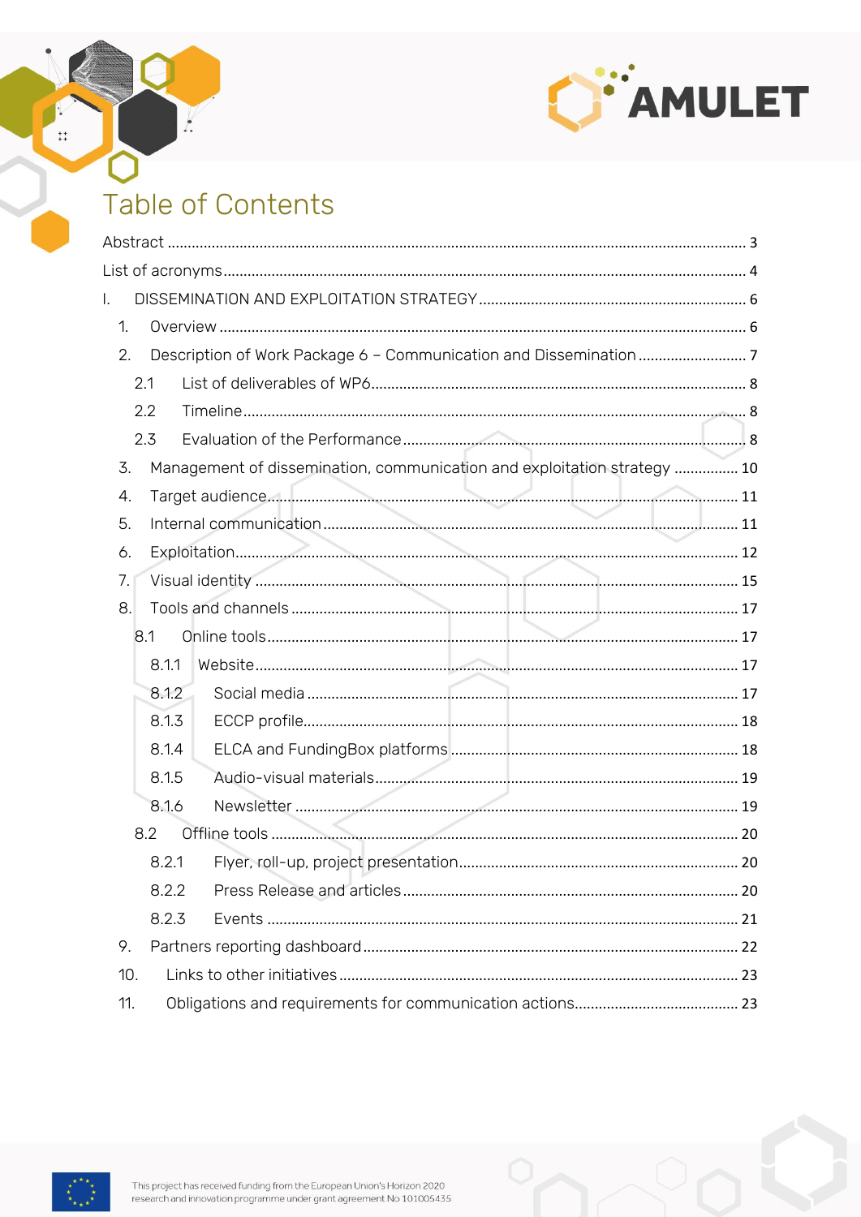# Table of Contents

Abstract ........ 3
List of acronyms ........ 4
I. DISSEMINATION AND EXPLOITATION STRATEGY ........ 6
- 1. Overview ........ 6
- 2. Description of Work Package 6 – Communication and Dissemination ........ 7
  - 2.1 List of deliverables of WP6 ........ 8
  - 2.2 Timeline ........ 8
  - 2.3 Evaluation of the Performance ........ 8
- 3. Management of dissemination, communication and exploitation strategy ........ 10
- 4. Target audience ........ 11
- 5. Internal communication ........ 11
- 6. Exploitation ........ 12
- 7. Visual identity ........ 15
- 8. Tools and channels ........ 17
  - 8.1 Online tools ........ 17
    - 8.1.1 Website ........ 17
    - 8.1.2 Social media ........ 17
    - 8.1.3 ECCP profile ........ 18
    - 8.1.4 ELCA and FundingBox platforms ........ 18
    - 8.1.5 Audio-visual materials ........ 19
    - 8.1.6 Newsletter ........ 19
  - 8.2 Offline tools ........ 20
    - 8.2.1 Flyer, roll-up, project presentation ........ 20
    - 8.2.2 Press Release and articles ........ 20
    - 8.2.3 Events ........ 21
- 9. Partners reporting dashboard ........ 22
- 10. Links to other initiatives ........ 23
- 11. Obligations and requirements for communication actions ........ 23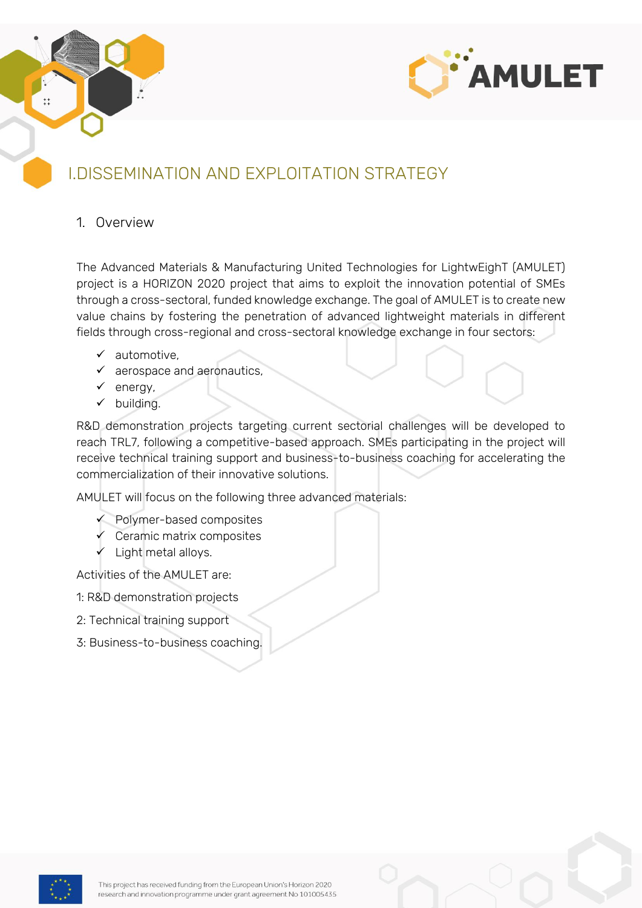# I.DISSEMINATION AND EXPLOITATION STRATEGY

## 1. Overview

The Advanced Materials & Manufacturing United Technologies for LightwEighT (AMULET) project is a HORIZON 2020 project that aims to exploit the innovation potential of SMEs through a cross-sectoral, funded knowledge exchange. The goal of AMULET is to create new value chains by fostering the penetration of advanced lightweight materials in different fields through cross-regional and cross-sectoral knowledge exchange in four sectors:

- ✓ automotive,
- ✓ aerospace and aeronautics,
- ✓ energy,
- ✓ building.

R&D demonstration projects targeting current sectorial challenges will be developed to reach TRL7, following a competitive-based approach. SMEs participating in the project will receive technical training support and business-to-business coaching for accelerating the commercialization of their innovative solutions.

AMULET will focus on the following three advanced materials:

- ✓ Polymer-based composites
- ✓ Ceramic matrix composites
- ✓ Light metal alloys.

Activities of the AMULET are:

1: R&D demonstration projects

2: Technical training support

3: Business-to-business coaching.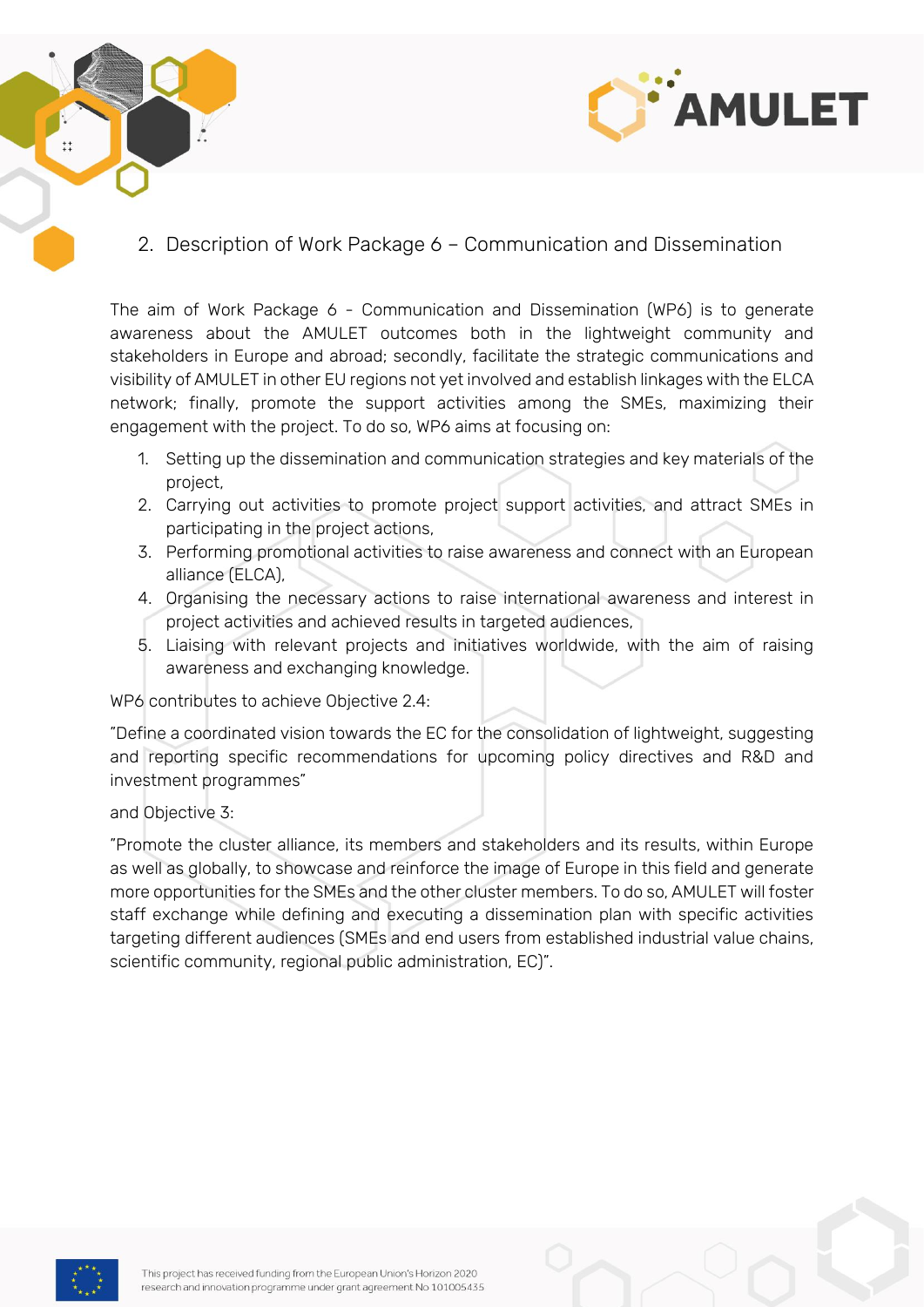## 2. Description of Work Package 6 – Communication and Dissemination

The aim of Work Package 6 - Communication and Dissemination (WP6) is to generate awareness about the AMULET outcomes both in the lightweight community and stakeholders in Europe and abroad; secondly, facilitate the strategic communications and visibility of AMULET in other EU regions not yet involved and establish linkages with the ELCA network; finally, promote the support activities among the SMEs, maximizing their engagement with the project. To do so, WP6 aims at focusing on:

1. Setting up the dissemination and communication strategies and key materials of the project,
2. Carrying out activities to promote project support activities, and attract SMEs in participating in the project actions,
3. Performing promotional activities to raise awareness and connect with an European alliance (ELCA),
4. Organising the necessary actions to raise international awareness and interest in project activities and achieved results in targeted audiences,
5. Liaising with relevant projects and initiatives worldwide, with the aim of raising awareness and exchanging knowledge.

WP6 contributes to achieve Objective 2.4:

"Define a coordinated vision towards the EC for the consolidation of lightweight, suggesting and reporting specific recommendations for upcoming policy directives and R&D and investment programmes"

and Objective 3:

"Promote the cluster alliance, its members and stakeholders and its results, within Europe as well as globally, to showcase and reinforce the image of Europe in this field and generate more opportunities for the SMEs and the other cluster members. To do so, AMULET will foster staff exchange while defining and executing a dissemination plan with specific activities targeting different audiences (SMEs and end users from established industrial value chains, scientific community, regional public administration, EC)".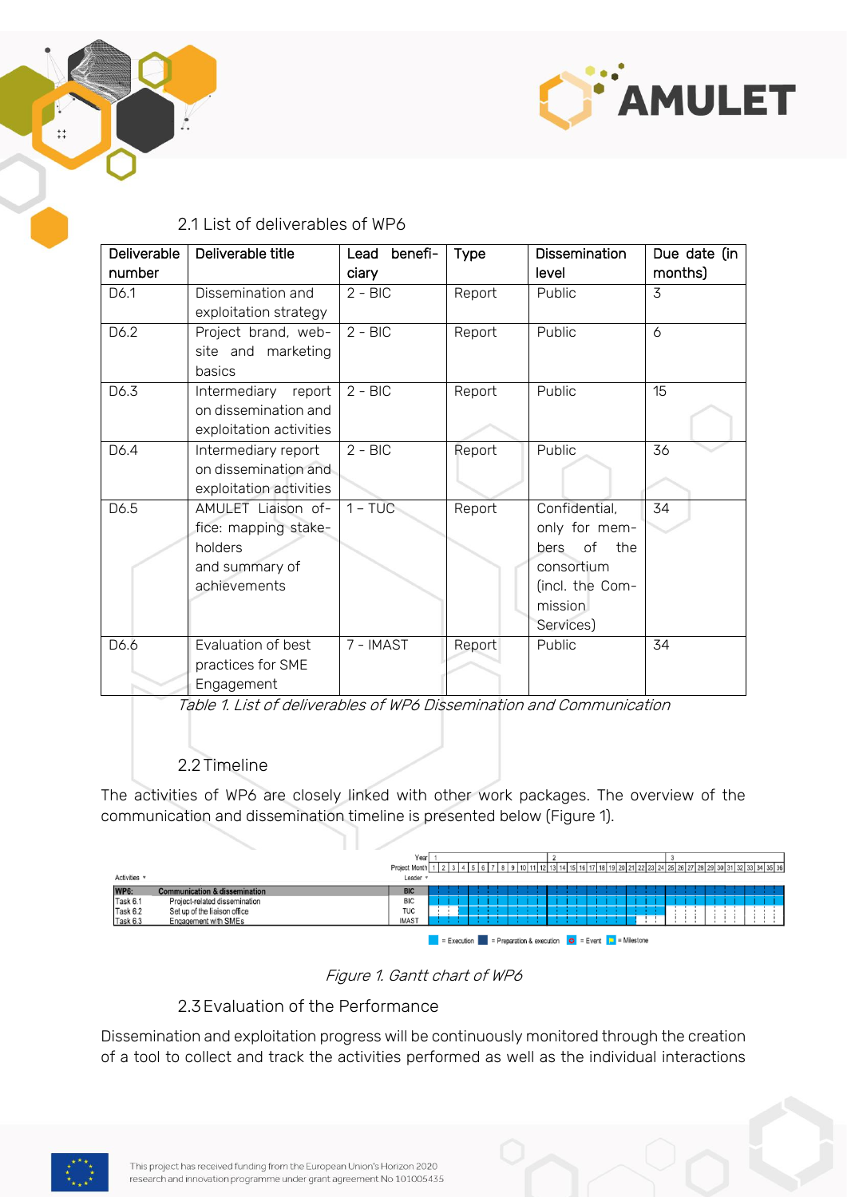## 2.1 List of deliverables of WP6

| Deliverable number | Deliverable title | Lead beneficiary | Type | Dissemination level | Due date (in months) |
|---|---|---|---|---|---|
| D6.1 | Dissemination and exploitation strategy | 2 - BIC | Report | Public | 3 |
| D6.2 | Project brand, website and marketing basics | 2 - BIC | Report | Public | 6 |
| D6.3 | Intermediary report on dissemination and exploitation activities | 2 - BIC | Report | Public | 15 |
| D6.4 | Intermediary report on dissemination and exploitation activities | 2 - BIC | Report | Public | 36 |
| D6.5 | AMULET Liaison office: mapping stakeholders and summary of achievements | 1 – TUC | Report | Confidential, only for members of the consortium (incl. the Commission Services) | 34 |
| D6.6 | Evaluation of best practices for SME Engagement | 7 - IMAST | Report | Public | 34 |

*Table 1. List of deliverables of WP6 Dissemination and Communication*

## 2.2 Timeline

The activities of WP6 are closely linked with other work packages. The overview of the communication and dissemination timeline is presented below (Figure 1).

| Activities | | Leader |
|---|---|---|
| WP6: | Communication & dissemination | BIC |
| Task 6.1 | Project-related dissemination | BIC |
| Task 6.2 | Set up of the liaison office | TUC |
| Task 6.3 | Engagement with SMEs | IMAST |

= Execution = Preparation & execution = Event = Milestone

*Figure 1. Gantt chart of WP6*

## 2.3 Evaluation of the Performance

Dissemination and exploitation progress will be continuously monitored through the creation of a tool to collect and track the activities performed as well as the individual interactions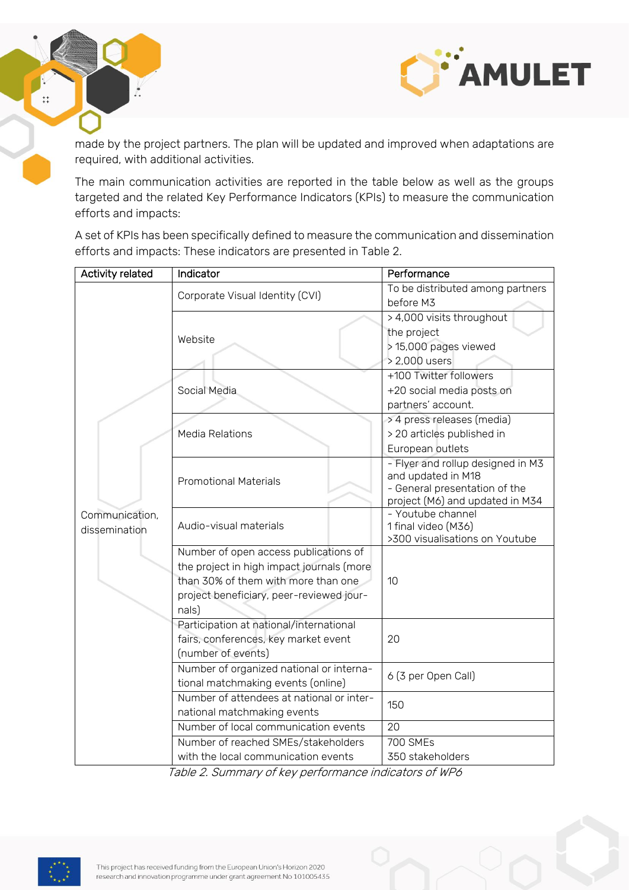made by the project partners. The plan will be updated and improved when adaptations are required, with additional activities.

The main communication activities are reported in the table below as well as the groups targeted and the related Key Performance Indicators (KPIs) to measure the communication efforts and impacts:

A set of KPIs has been specifically defined to measure the communication and dissemination efforts and impacts: These indicators are presented in Table 2.

| Activity related | Indicator | Performance |
|---|---|---|
| Communication, dissemination | Corporate Visual Identity (CVI) | To be distributed among partners before M3 |
| | Website | > 4,000 visits throughout the project<br>> 15,000 pages viewed<br>> 2,000 users |
| | Social Media | +100 Twitter followers<br>+20 social media posts on partners' account. |
| | Media Relations | > 4 press releases (media)<br>> 20 articles published in European outlets |
| | Promotional Materials | - Flyer and rollup designed in M3 and updated in M18<br>- General presentation of the project (M6) and updated in M34 |
| | Audio-visual materials | - Youtube channel<br>1 final video (M36)<br>>300 visualisations on Youtube |
| | Number of open access publications of the project in high impact journals (more than 30% of them with more than one project beneficiary, peer-reviewed journals) | 10 |
| | Participation at national/international fairs, conferences, key market event (number of events) | 20 |
| | Number of organized national or international matchmaking events (online) | 6 (3 per Open Call) |
| | Number of attendees at national or international matchmaking events | 150 |
| | Number of local communication events | 20 |
| | Number of reached SMEs/stakeholders with the local communication events | 700 SMEs<br>350 stakeholders |

*Table 2. Summary of key performance indicators of WP6*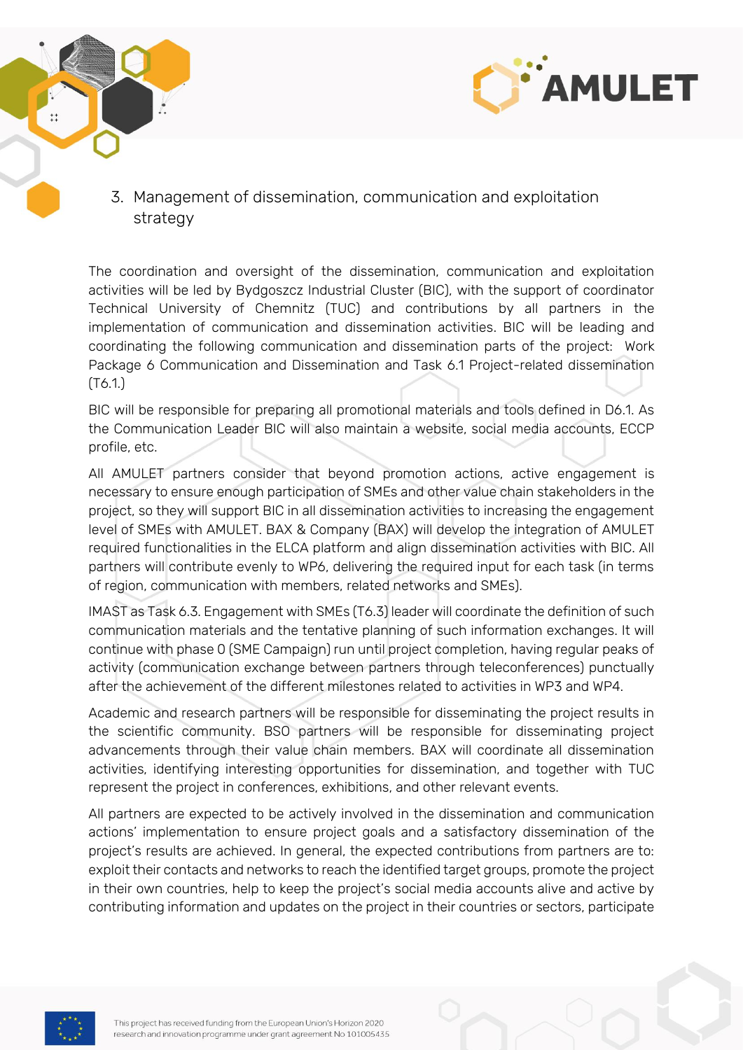# 3. Management of dissemination, communication and exploitation strategy

The coordination and oversight of the dissemination, communication and exploitation activities will be led by Bydgoszcz Industrial Cluster (BIC), with the support of coordinator Technical University of Chemnitz (TUC) and contributions by all partners in the implementation of communication and dissemination activities. BIC will be leading and coordinating the following communication and dissemination parts of the project: Work Package 6 Communication and Dissemination and Task 6.1 Project-related dissemination (T6.1.)

BIC will be responsible for preparing all promotional materials and tools defined in D6.1. As the Communication Leader BIC will also maintain a website, social media accounts, ECCP profile, etc.

All AMULET partners consider that beyond promotion actions, active engagement is necessary to ensure enough participation of SMEs and other value chain stakeholders in the project, so they will support BIC in all dissemination activities to increasing the engagement level of SMEs with AMULET. BAX & Company (BAX) will develop the integration of AMULET required functionalities in the ELCA platform and align dissemination activities with BIC. All partners will contribute evenly to WP6, delivering the required input for each task (in terms of region, communication with members, related networks and SMEs).

IMAST as Task 6.3. Engagement with SMEs (T6.3) leader will coordinate the definition of such communication materials and the tentative planning of such information exchanges. It will continue with phase 0 (SME Campaign) run until project completion, having regular peaks of activity (communication exchange between partners through teleconferences) punctually after the achievement of the different milestones related to activities in WP3 and WP4.

Academic and research partners will be responsible for disseminating the project results in the scientific community. BSO partners will be responsible for disseminating project advancements through their value chain members. BAX will coordinate all dissemination activities, identifying interesting opportunities for dissemination, and together with TUC represent the project in conferences, exhibitions, and other relevant events.

All partners are expected to be actively involved in the dissemination and communication actions' implementation to ensure project goals and a satisfactory dissemination of the project's results are achieved. In general, the expected contributions from partners are to: exploit their contacts and networks to reach the identified target groups, promote the project in their own countries, help to keep the project's social media accounts alive and active by contributing information and updates on the project in their countries or sectors, participate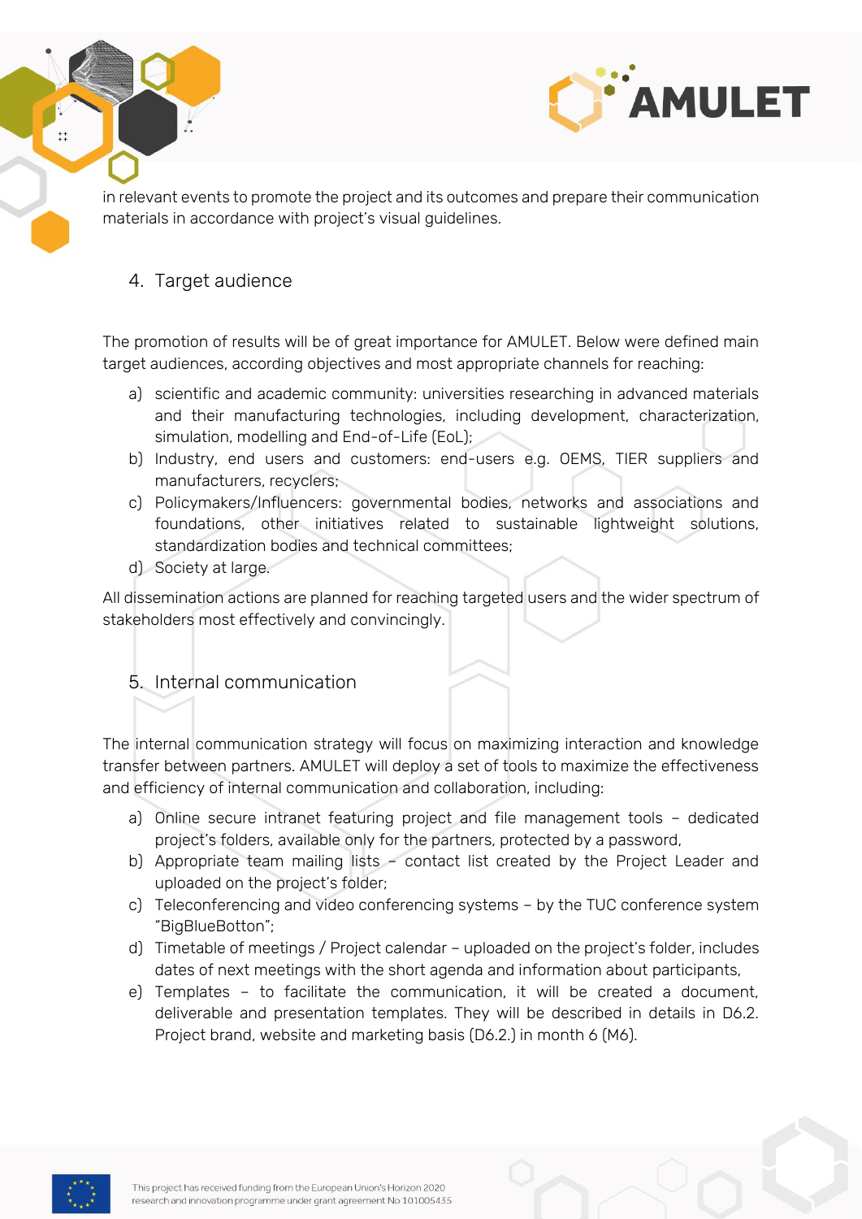in relevant events to promote the project and its outcomes and prepare their communication materials in accordance with project's visual guidelines.

## 4. Target audience

The promotion of results will be of great importance for AMULET. Below were defined main target audiences, according objectives and most appropriate channels for reaching:

a) scientific and academic community: universities researching in advanced materials and their manufacturing technologies, including development, characterization, simulation, modelling and End-of-Life (EoL);
b) Industry, end users and customers: end-users e.g. OEMS, TIER suppliers and manufacturers, recyclers;
c) Policymakers/Influencers: governmental bodies, networks and associations and foundations, other initiatives related to sustainable lightweight solutions, standardization bodies and technical committees;
d) Society at large.

All dissemination actions are planned for reaching targeted users and the wider spectrum of stakeholders most effectively and convincingly.

## 5. Internal communication

The internal communication strategy will focus on maximizing interaction and knowledge transfer between partners. AMULET will deploy a set of tools to maximize the effectiveness and efficiency of internal communication and collaboration, including:

a) Online secure intranet featuring project and file management tools – dedicated project's folders, available only for the partners, protected by a password,
b) Appropriate team mailing lists – contact list created by the Project Leader and uploaded on the project's folder;
c) Teleconferencing and video conferencing systems – by the TUC conference system "BigBlueBotton";
d) Timetable of meetings / Project calendar – uploaded on the project's folder, includes dates of next meetings with the short agenda and information about participants,
e) Templates – to facilitate the communication, it will be created a document, deliverable and presentation templates. They will be described in details in D6.2. Project brand, website and marketing basis (D6.2.) in month 6 (M6).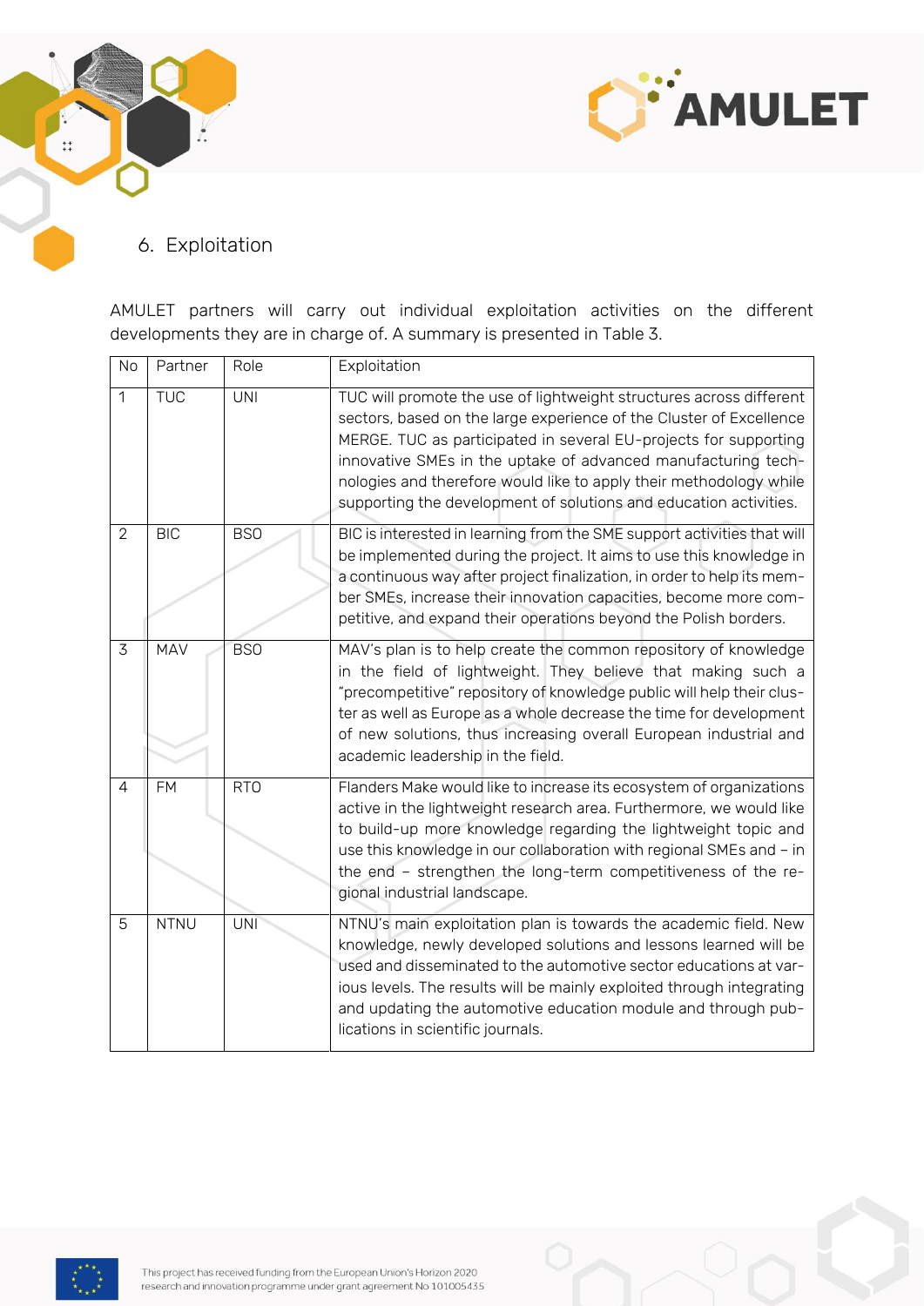## 6. Exploitation

AMULET partners will carry out individual exploitation activities on the different developments they are in charge of. A summary is presented in Table 3.

| No | Partner | Role | Exploitation |
|---|---|---|---|
| 1 | TUC | UNI | TUC will promote the use of lightweight structures across different sectors, based on the large experience of the Cluster of Excellence MERGE. TUC as participated in several EU-projects for supporting innovative SMEs in the uptake of advanced manufacturing technologies and therefore would like to apply their methodology while supporting the development of solutions and education activities. |
| 2 | BIC | BSO | BIC is interested in learning from the SME support activities that will be implemented during the project. It aims to use this knowledge in a continuous way after project finalization, in order to help its member SMEs, increase their innovation capacities, become more competitive, and expand their operations beyond the Polish borders. |
| 3 | MAV | BSO | MAV's plan is to help create the common repository of knowledge in the field of lightweight. They believe that making such a "precompetitive" repository of knowledge public will help their cluster as well as Europe as a whole decrease the time for development of new solutions, thus increasing overall European industrial and academic leadership in the field. |
| 4 | FM | RTO | Flanders Make would like to increase its ecosystem of organizations active in the lightweight research area. Furthermore, we would like to build-up more knowledge regarding the lightweight topic and use this knowledge in our collaboration with regional SMEs and – in the end – strengthen the long-term competitiveness of the regional industrial landscape. |
| 5 | NTNU | UNI | NTNU's main exploitation plan is towards the academic field. New knowledge, newly developed solutions and lessons learned will be used and disseminated to the automotive sector educations at various levels. The results will be mainly exploited through integrating and updating the automotive education module and through publications in scientific journals. |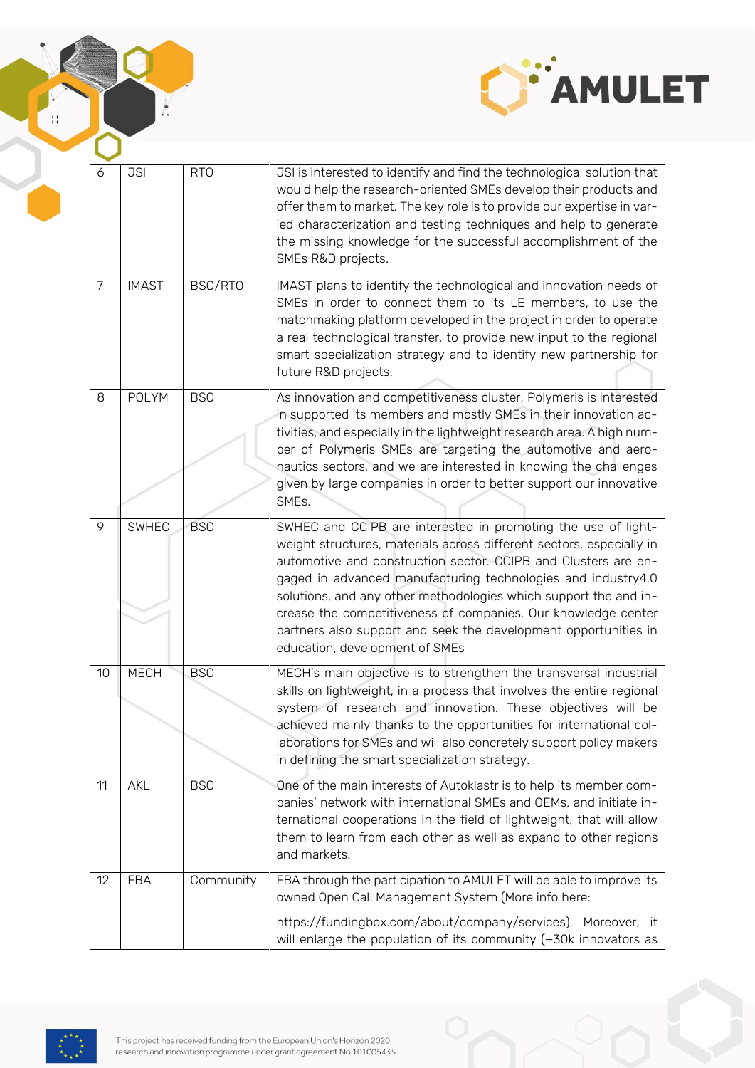| 6 | JSI | RTO | JSI is interested to identify and find the technological solution that would help the research-oriented SMEs develop their products and offer them to market. The key role is to provide our expertise in varied characterization and testing techniques and help to generate the missing knowledge for the successful accomplishment of the SMEs R&D projects. |
|---|---|---|---|
| 7 | IMAST | BSO/RTO | IMAST plans to identify the technological and innovation needs of SMEs in order to connect them to its LE members, to use the matchmaking platform developed in the project in order to operate a real technological transfer, to provide new input to the regional smart specialization strategy and to identify new partnership for future R&D projects. |
| 8 | POLYM | BSO | As innovation and competitiveness cluster, Polymeris is interested in supported its members and mostly SMEs in their innovation activities, and especially in the lightweight research area. A high number of Polymeris SMEs are targeting the automotive and aeronautics sectors, and we are interested in knowing the challenges given by large companies in order to better support our innovative SMEs. |
| 9 | SWHEC | BSO | SWHEC and CCIPB are interested in promoting the use of lightweight structures, materials across different sectors, especially in automotive and construction sector. CCIPB and Clusters are engaged in advanced manufacturing technologies and industry4.0 solutions, and any other methodologies which support the and increase the competitiveness of companies. Our knowledge center partners also support and seek the development opportunities in education, development of SMEs |
| 10 | MECH | BSO | MECH's main objective is to strengthen the transversal industrial skills on lightweight, in a process that involves the entire regional system of research and innovation. These objectives will be achieved mainly thanks to the opportunities for international collaborations for SMEs and will also concretely support policy makers in defining the smart specialization strategy. |
| 11 | AKL | BSO | One of the main interests of Autoklastr is to help its member companies' network with international SMEs and OEMs, and initiate international cooperations in the field of lightweight, that will allow them to learn from each other as well as expand to other regions and markets. |
| 12 | FBA | Community | FBA through the participation to AMULET will be able to improve its owned Open Call Management System (More info here: https://fundingbox.com/about/company/services). Moreover, it will enlarge the population of its community (+30k innovators as |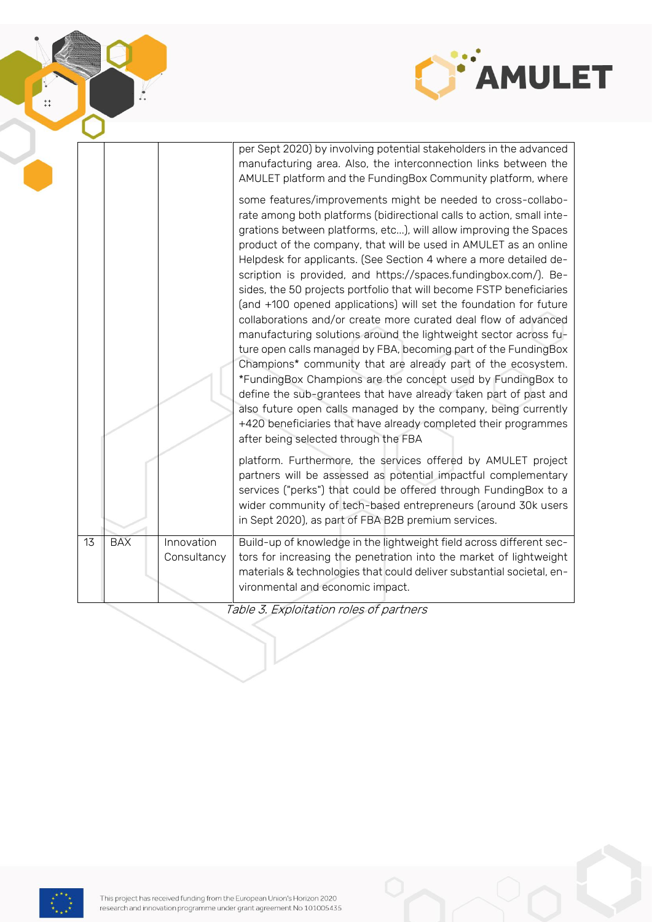| | | | |
|---|---|---|---|
| | | | per Sept 2020) by involving potential stakeholders in the advanced manufacturing area. Also, the interconnection links between the AMULET platform and the FundingBox Community platform, where some features/improvements might be needed to cross-collaborate among both platforms (bidirectional calls to action, small integrations between platforms, etc…), will allow improving the Spaces product of the company, that will be used in AMULET as an online Helpdesk for applicants. (See Section 4 where a more detailed description is provided, and https://spaces.fundingbox.com/). Besides, the 50 projects portfolio that will become FSTP beneficiaries (and +100 opened applications) will set the foundation for future collaborations and/or create more curated deal flow of advanced manufacturing solutions around the lightweight sector across future open calls managed by FBA, becoming part of the FundingBox Champions* community that are already part of the ecosystem. *FundingBox Champions are the concept used by FundingBox to define the sub-grantees that have already taken part of past and also future open calls managed by the company, being currently +420 beneficiaries that have already completed their programmes after being selected through the FBA platform. Furthermore, the services offered by AMULET project partners will be assessed as potential impactful complementary services ("perks") that could be offered through FundingBox to a wider community of tech-based entrepreneurs (around 30k users in Sept 2020), as part of FBA B2B premium services. |
| 13 | BAX | Innovation Consultancy | Build-up of knowledge in the lightweight field across different sectors for increasing the penetration into the market of lightweight materials & technologies that could deliver substantial societal, environmental and economic impact. |

*Table 3. Exploitation roles of partners*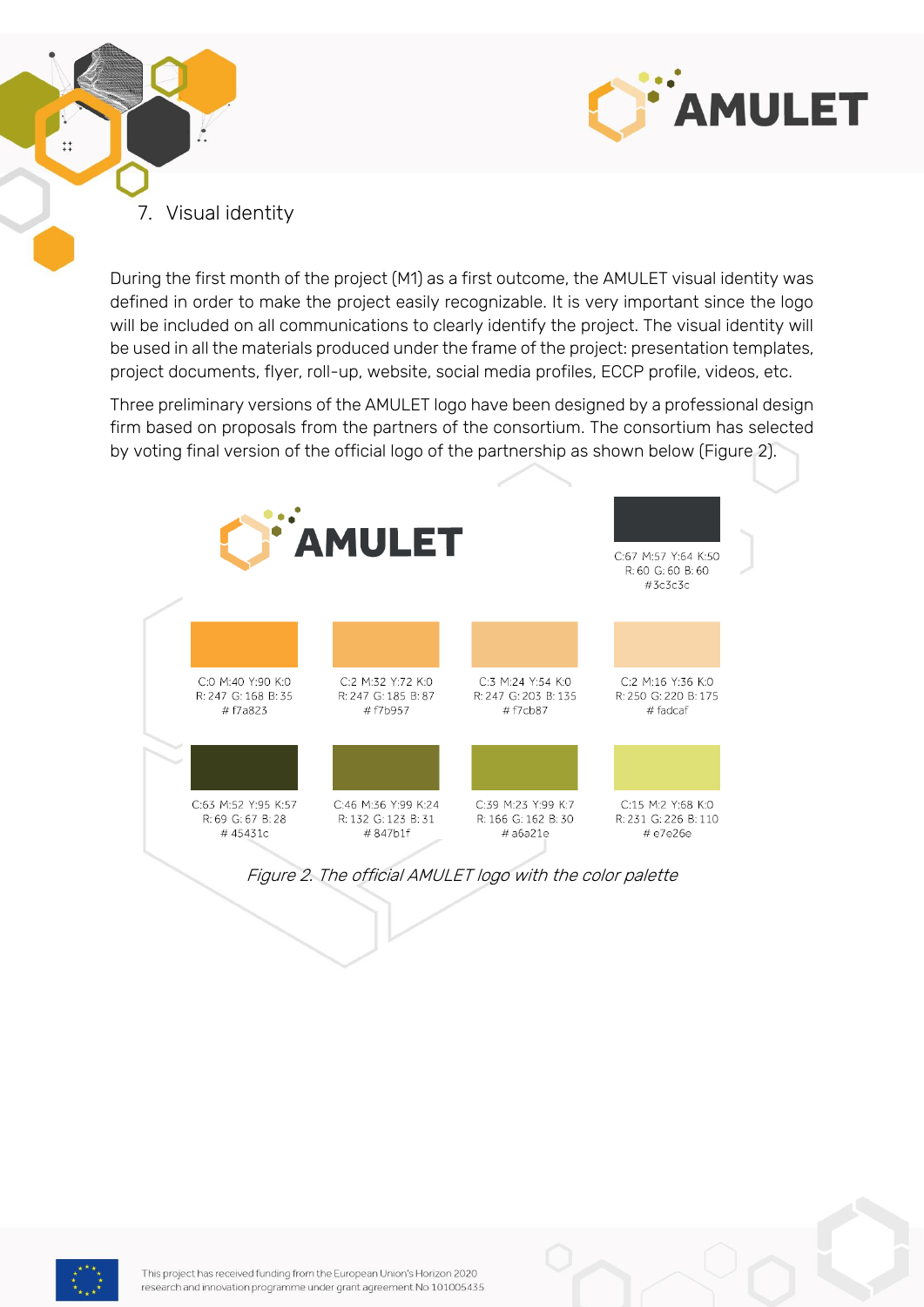# 7. Visual identity

During the first month of the project (M1) as a first outcome, the AMULET visual identity was defined in order to make the project easily recognizable. It is very important since the logo will be included on all communications to clearly identify the project. The visual identity will be used in all the materials produced under the frame of the project: presentation templates, project documents, flyer, roll-up, website, social media profiles, ECCP profile, videos, etc.

Three preliminary versions of the AMULET logo have been designed by a professional design firm based on proposals from the partners of the consortium. The consortium has selected by voting final version of the official logo of the partnership as shown below (Figure 2).

AMULET

C:67 M:57 Y:64 K:50
R: 60 G: 60 B: 60
#3c3c3c

| C:0 M:40 Y:90 K:0<br>R: 247 G: 168 B: 35<br># f7a823 | C:2 M:32 Y:72 K:0<br>R: 247 G: 185 B: 87<br># f7b957 | C:3 M:24 Y:54 K:0<br>R: 247 G: 203 B: 135<br># f7cb87 | C:2 M:16 Y:36 K:0<br>R: 250 G: 220 B: 175<br># fadcaf |
|---|---|---|---|
| C:63 M:52 Y:95 K:57<br>R: 69 G: 67 B: 28<br># 45431c | C:46 M:36 Y:99 K:24<br>R: 132 G: 123 B: 31<br># 847b1f | C:39 M:23 Y:99 K:7<br>R: 166 G: 162 B: 30<br># a6a21e | C:15 M:2 Y:68 K:0<br>R: 231 G: 226 B: 110<br># e7e26e |

*Figure 2. The official AMULET logo with the color palette*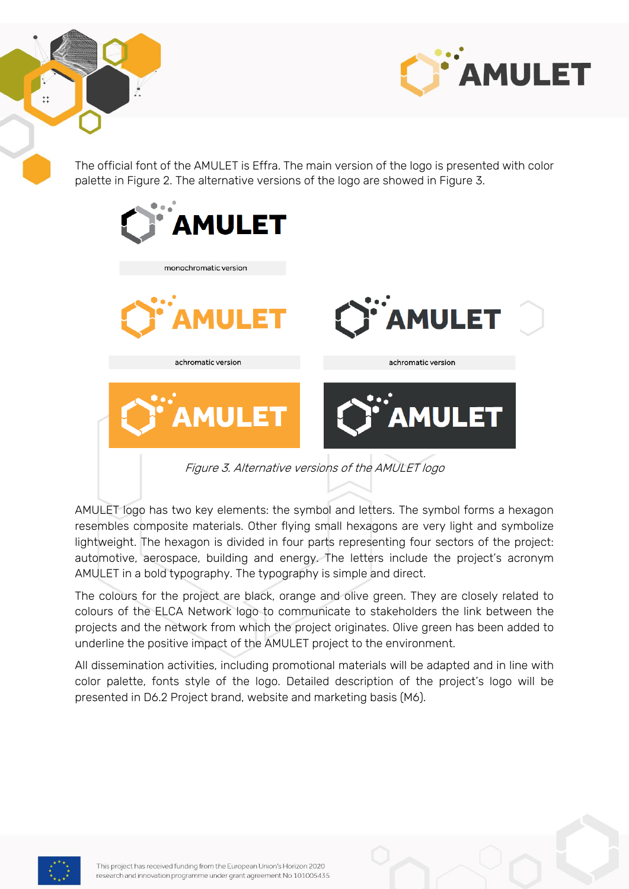The official font of the AMULET is Effra. The main version of the logo is presented with color palette in Figure 2. The alternative versions of the logo are showed in Figure 3.

monochromatic version

achromatic version

achromatic version

*Figure 3. Alternative versions of the AMULET logo*

AMULET logo has two key elements: the symbol and letters. The symbol forms a hexagon resembles composite materials. Other flying small hexagons are very light and symbolize lightweight. The hexagon is divided in four parts representing four sectors of the project: automotive, aerospace, building and energy. The letters include the project's acronym AMULET in a bold typography. The typography is simple and direct.

The colours for the project are black, orange and olive green. They are closely related to colours of the ELCA Network logo to communicate to stakeholders the link between the projects and the network from which the project originates. Olive green has been added to underline the positive impact of the AMULET project to the environment.

All dissemination activities, including promotional materials will be adapted and in line with color palette, fonts style of the logo. Detailed description of the project's logo will be presented in D6.2 Project brand, website and marketing basis (M6).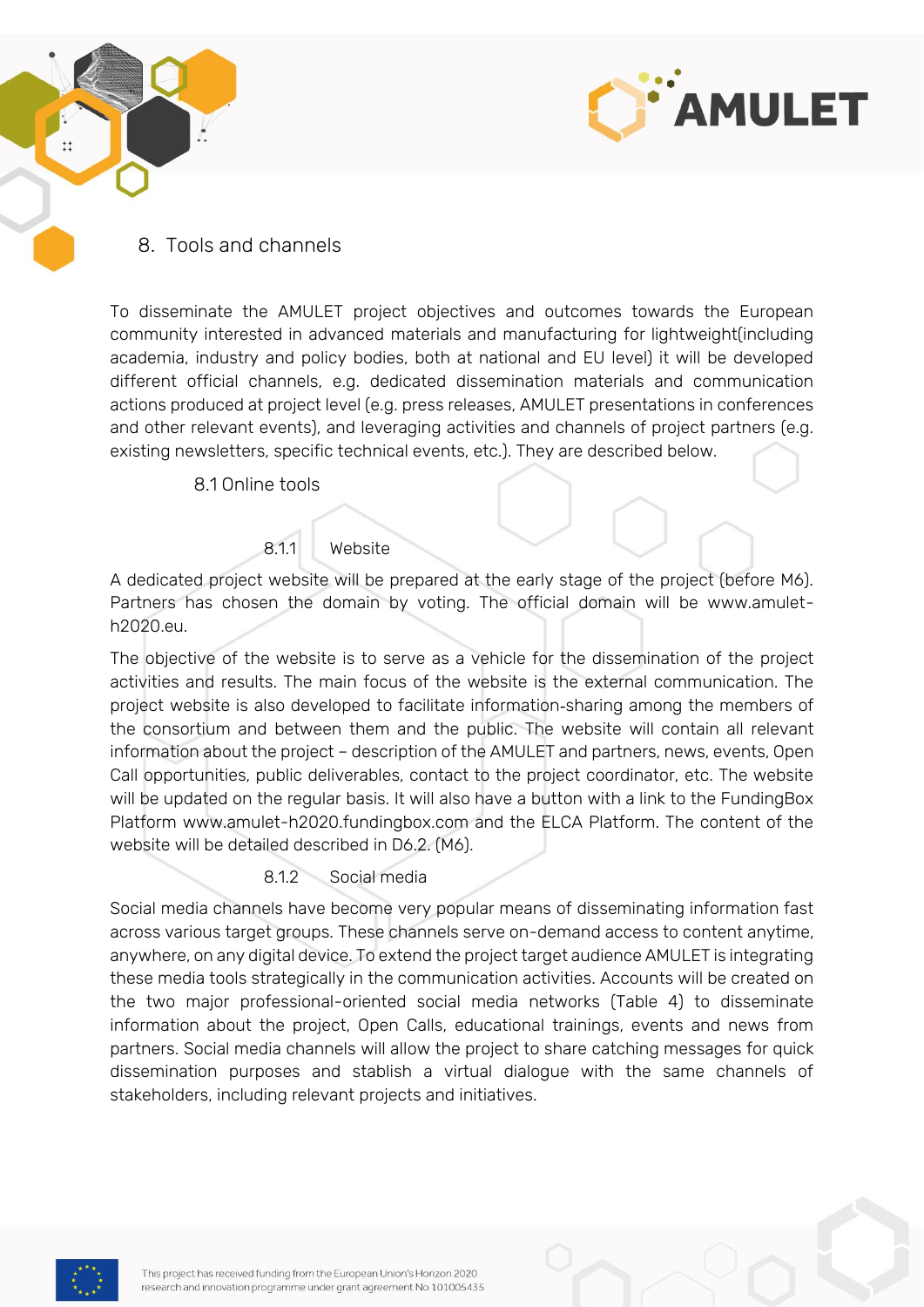# 8. Tools and channels

To disseminate the AMULET project objectives and outcomes towards the European community interested in advanced materials and manufacturing for lightweight(including academia, industry and policy bodies, both at national and EU level) it will be developed different official channels, e.g. dedicated dissemination materials and communication actions produced at project level (e.g. press releases, AMULET presentations in conferences and other relevant events), and leveraging activities and channels of project partners (e.g. existing newsletters, specific technical events, etc.). They are described below.

## 8.1 Online tools

### 8.1.1 Website

A dedicated project website will be prepared at the early stage of the project (before M6). Partners has chosen the domain by voting. The official domain will be www.amulet-h2020.eu.

The objective of the website is to serve as a vehicle for the dissemination of the project activities and results. The main focus of the website is the external communication. The project website is also developed to facilitate information-sharing among the members of the consortium and between them and the public. The website will contain all relevant information about the project – description of the AMULET and partners, news, events, Open Call opportunities, public deliverables, contact to the project coordinator, etc. The website will be updated on the regular basis. It will also have a button with a link to the FundingBox Platform www.amulet-h2020.fundingbox.com and the ELCA Platform. The content of the website will be detailed described in D6.2. (M6).

### 8.1.2 Social media

Social media channels have become very popular means of disseminating information fast across various target groups. These channels serve on-demand access to content anytime, anywhere, on any digital device. To extend the project target audience AMULET is integrating these media tools strategically in the communication activities. Accounts will be created on the two major professional-oriented social media networks (Table 4) to disseminate information about the project, Open Calls, educational trainings, events and news from partners. Social media channels will allow the project to share catching messages for quick dissemination purposes and stablish a virtual dialogue with the same channels of stakeholders, including relevant projects and initiatives.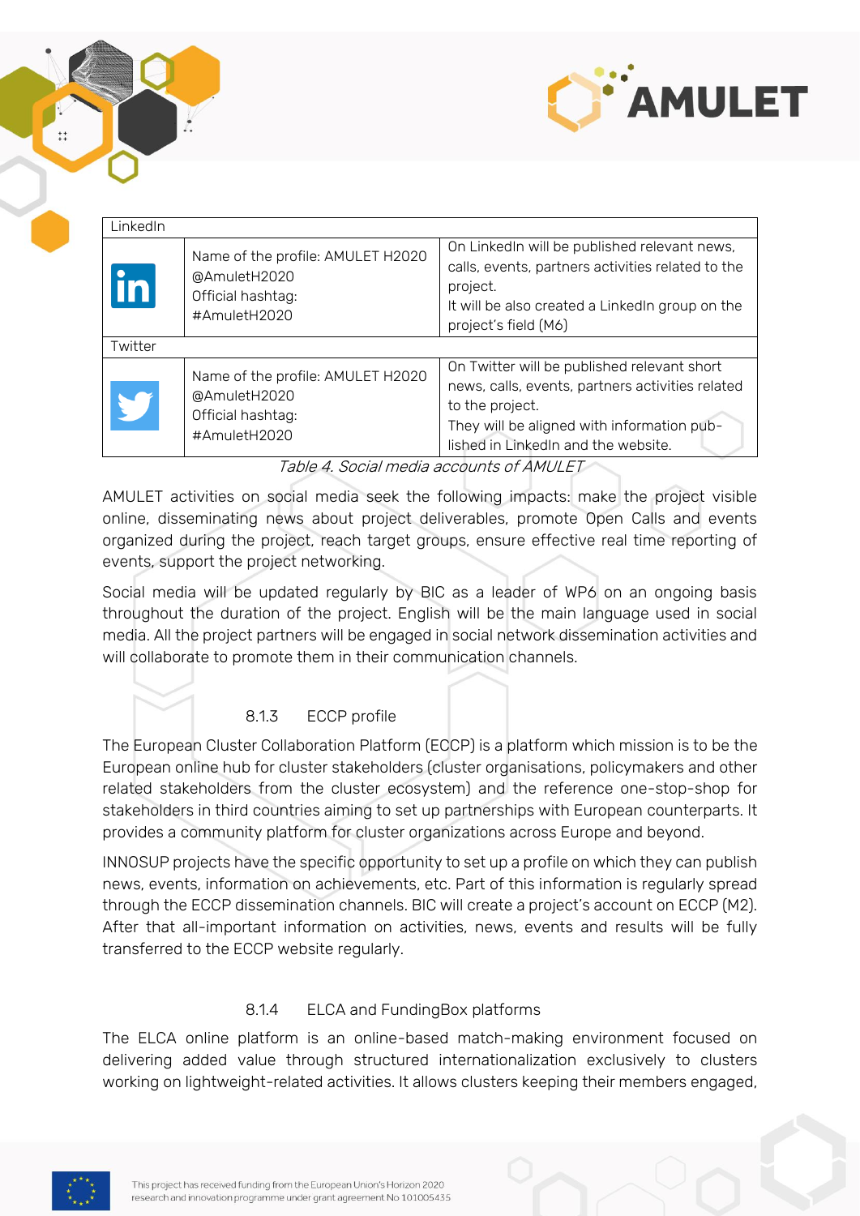| LinkedIn | | |
|---|---|---|
| | Name of the profile: AMULET H2020<br>@AmuletH2020<br>Official hashtag:<br>#AmuletH2020 | On LinkedIn will be published relevant news, calls, events, partners activities related to the project.<br>It will be also created a LinkedIn group on the project's field (M6) |
| Twitter | | |
| | Name of the profile: AMULET H2020<br>@AmuletH2020<br>Official hashtag:<br>#AmuletH2020 | On Twitter will be published relevant short news, calls, events, partners activities related to the project.<br>They will be aligned with information published in LinkedIn and the website. |

*Table 4. Social media accounts of AMULET*

AMULET activities on social media seek the following impacts: make the project visible online, disseminating news about project deliverables, promote Open Calls and events organized during the project, reach target groups, ensure effective real time reporting of events, support the project networking.

Social media will be updated regularly by BIC as a leader of WP6 on an ongoing basis throughout the duration of the project. English will be the main language used in social media. All the project partners will be engaged in social network dissemination activities and will collaborate to promote them in their communication channels.

### 8.1.3 ECCP profile

The European Cluster Collaboration Platform (ECCP) is a platform which mission is to be the European online hub for cluster stakeholders (cluster organisations, policymakers and other related stakeholders from the cluster ecosystem) and the reference one-stop-shop for stakeholders in third countries aiming to set up partnerships with European counterparts. It provides a community platform for cluster organizations across Europe and beyond.

INNOSUP projects have the specific opportunity to set up a profile on which they can publish news, events, information on achievements, etc. Part of this information is regularly spread through the ECCP dissemination channels. BIC will create a project's account on ECCP (M2). After that all-important information on activities, news, events and results will be fully transferred to the ECCP website regularly.

### 8.1.4 ELCA and FundingBox platforms

The ELCA online platform is an online-based match-making environment focused on delivering added value through structured internationalization exclusively to clusters working on lightweight-related activities. It allows clusters keeping their members engaged,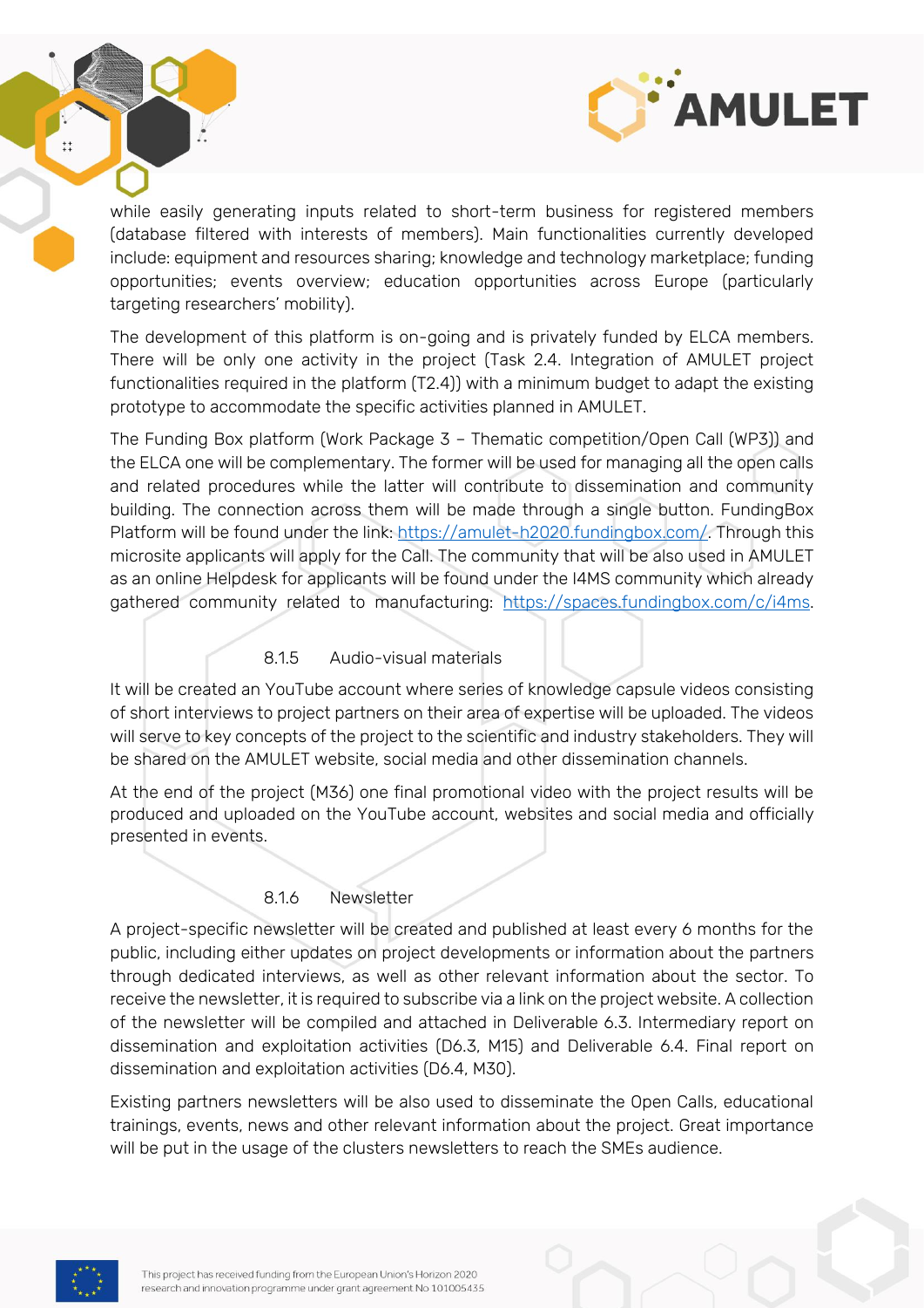while easily generating inputs related to short-term business for registered members (database filtered with interests of members). Main functionalities currently developed include: equipment and resources sharing; knowledge and technology marketplace; funding opportunities; events overview; education opportunities across Europe (particularly targeting researchers' mobility).

The development of this platform is on-going and is privately funded by ELCA members. There will be only one activity in the project (Task 2.4. Integration of AMULET project functionalities required in the platform (T2.4)) with a minimum budget to adapt the existing prototype to accommodate the specific activities planned in AMULET.

The Funding Box platform (Work Package 3 – Thematic competition/Open Call (WP3)) and the ELCA one will be complementary. The former will be used for managing all the open calls and related procedures while the latter will contribute to dissemination and community building. The connection across them will be made through a single button. FundingBox Platform will be found under the link: https://amulet-h2020.fundingbox.com/. Through this microsite applicants will apply for the Call. The community that will be also used in AMULET as an online Helpdesk for applicants will be found under the I4MS community which already gathered community related to manufacturing: https://spaces.fundingbox.com/c/i4ms.

#### 8.1.5 Audio-visual materials

It will be created an YouTube account where series of knowledge capsule videos consisting of short interviews to project partners on their area of expertise will be uploaded. The videos will serve to key concepts of the project to the scientific and industry stakeholders. They will be shared on the AMULET website, social media and other dissemination channels.

At the end of the project (M36) one final promotional video with the project results will be produced and uploaded on the YouTube account, websites and social media and officially presented in events.

#### 8.1.6 Newsletter

A project-specific newsletter will be created and published at least every 6 months for the public, including either updates on project developments or information about the partners through dedicated interviews, as well as other relevant information about the sector. To receive the newsletter, it is required to subscribe via a link on the project website. A collection of the newsletter will be compiled and attached in Deliverable 6.3. Intermediary report on dissemination and exploitation activities (D6.3, M15) and Deliverable 6.4. Final report on dissemination and exploitation activities (D6.4, M30).

Existing partners newsletters will be also used to disseminate the Open Calls, educational trainings, events, news and other relevant information about the project. Great importance will be put in the usage of the clusters newsletters to reach the SMEs audience.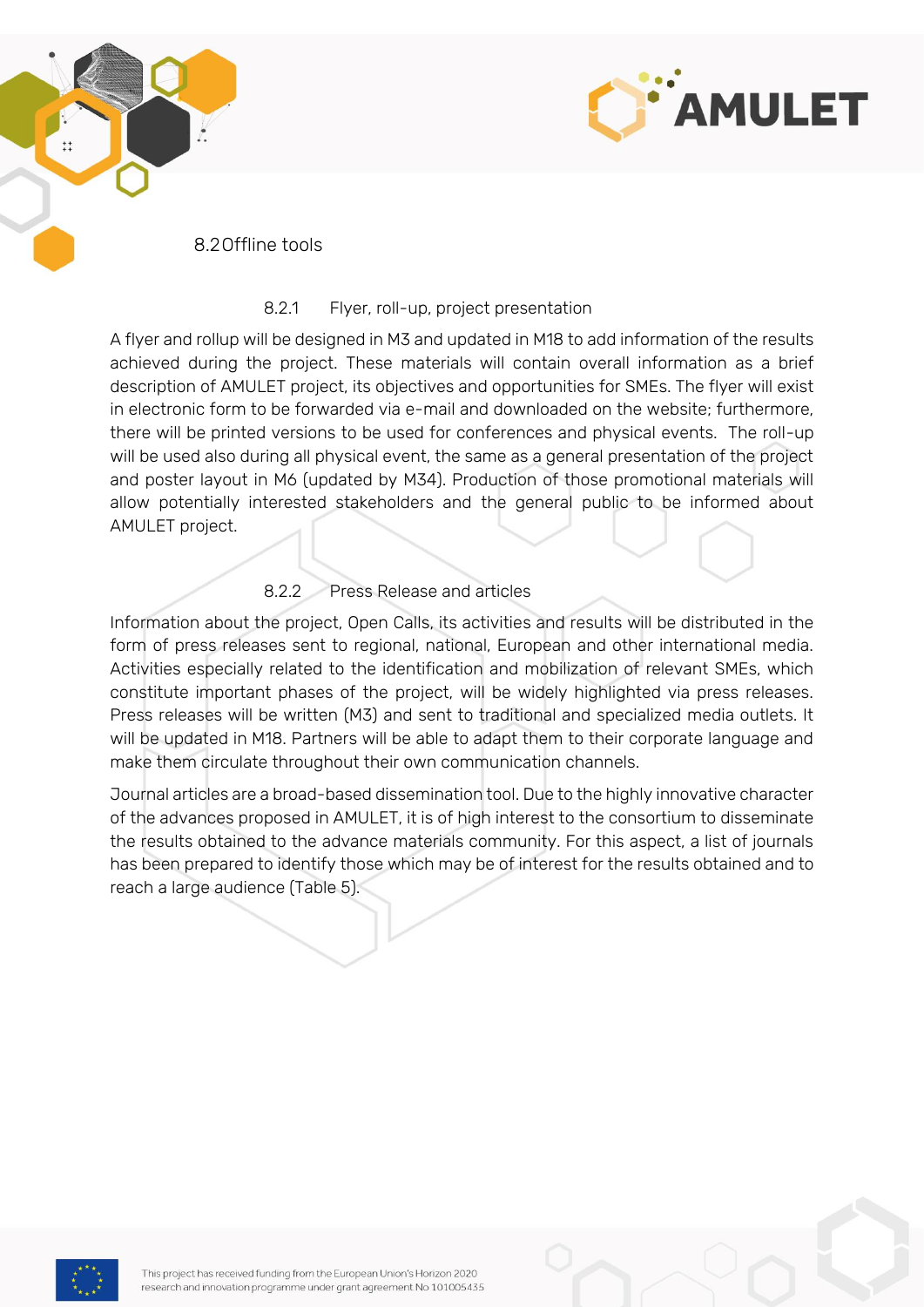## 8.2 Offline tools

### 8.2.1 Flyer, roll-up, project presentation

A flyer and rollup will be designed in M3 and updated in M18 to add information of the results achieved during the project. These materials will contain overall information as a brief description of AMULET project, its objectives and opportunities for SMEs. The flyer will exist in electronic form to be forwarded via e-mail and downloaded on the website; furthermore, there will be printed versions to be used for conferences and physical events. The roll-up will be used also during all physical event, the same as a general presentation of the project and poster layout in M6 (updated by M34). Production of those promotional materials will allow potentially interested stakeholders and the general public to be informed about AMULET project.

### 8.2.2 Press Release and articles

Information about the project, Open Calls, its activities and results will be distributed in the form of press releases sent to regional, national, European and other international media. Activities especially related to the identification and mobilization of relevant SMEs, which constitute important phases of the project, will be widely highlighted via press releases. Press releases will be written (M3) and sent to traditional and specialized media outlets. It will be updated in M18. Partners will be able to adapt them to their corporate language and make them circulate throughout their own communication channels.

Journal articles are a broad-based dissemination tool. Due to the highly innovative character of the advances proposed in AMULET, it is of high interest to the consortium to disseminate the results obtained to the advance materials community. For this aspect, a list of journals has been prepared to identify those which may be of interest for the results obtained and to reach a large audience (Table 5).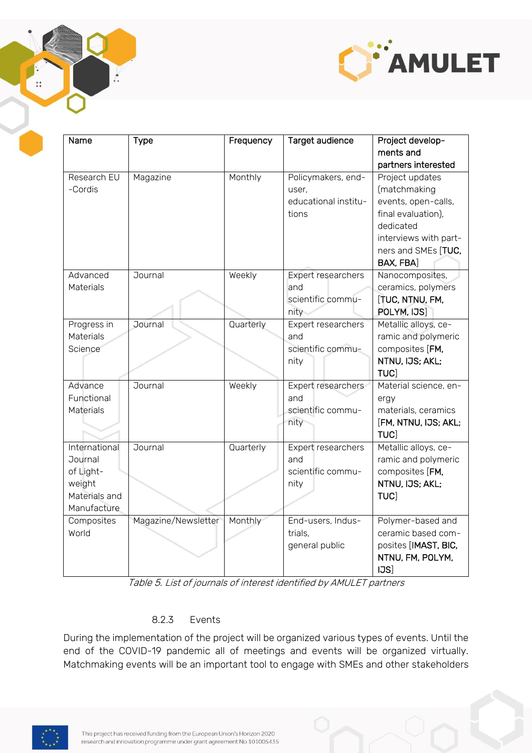| Name | Type | Frequency | Target audience | Project developments and partners interested |
| --- | --- | --- | --- | --- |
| Research EU -Cordis | Magazine | Monthly | Policymakers, end-user, educational institutions | Project updates (matchmaking events, open-calls, final evaluation), dedicated interviews with partners and SMEs [**TUC, BAX, FBA**] |
| Advanced Materials | Journal | Weekly | Expert researchers and scientific community | Nanocomposites, ceramics, polymers [**TUC, NTNU, FM, POLYM, IJS**] |
| Progress in Materials Science | Journal | Quarterly | Expert researchers and scientific community | Metallic alloys, ceramic and polymeric composites [**FM, NTNU, IJS; AKL; TUC**] |
| Advance Functional Materials | Journal | Weekly | Expert researchers and scientific community | Material science, energy materials, ceramics [**FM, NTNU, IJS; AKL; TUC**] |
| International Journal of Lightweight Materials and Manufacture | Journal | Quarterly | Expert researchers and scientific community | Metallic alloys, ceramic and polymeric composites [**FM, NTNU, IJS; AKL; TUC**] |
| Composites World | Magazine/Newsletter | Monthly | End-users, Industrials, general public | Polymer-based and ceramic based composites [**IMAST, BIC, NTNU, FM, POLYM, IJS**] |

*Table 5. List of journals of interest identified by AMULET partners*

### 8.2.3 Events

During the implementation of the project will be organized various types of events. Until the end of the COVID-19 pandemic all of meetings and events will be organized virtually. Matchmaking events will be an important tool to engage with SMEs and other stakeholders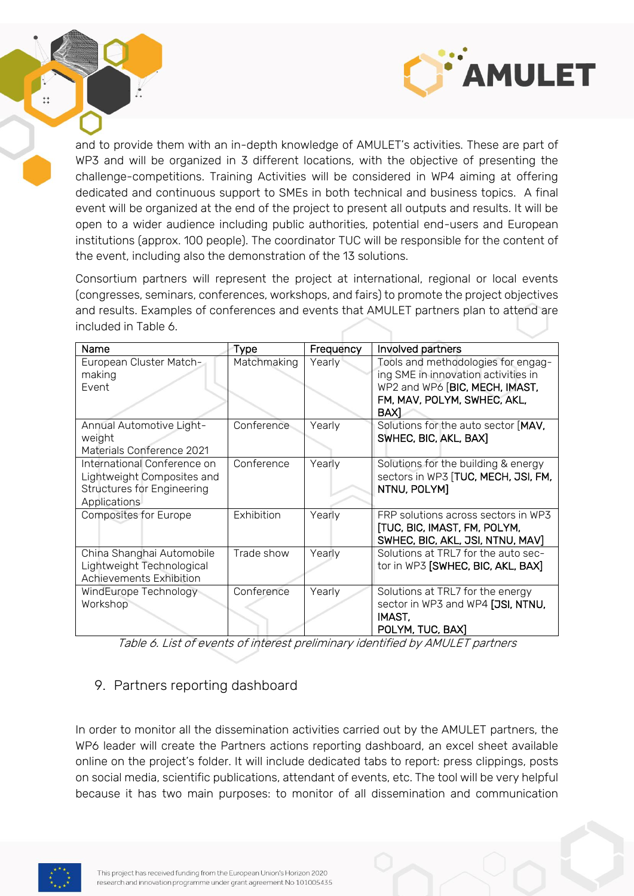and to provide them with an in-depth knowledge of AMULET's activities. These are part of WP3 and will be organized in 3 different locations, with the objective of presenting the challenge-competitions. Training Activities will be considered in WP4 aiming at offering dedicated and continuous support to SMEs in both technical and business topics. A final event will be organized at the end of the project to present all outputs and results. It will be open to a wider audience including public authorities, potential end-users and European institutions (approx. 100 people). The coordinator TUC will be responsible for the content of the event, including also the demonstration of the 13 solutions.

Consortium partners will represent the project at international, regional or local events (congresses, seminars, conferences, workshops, and fairs) to promote the project objectives and results. Examples of conferences and events that AMULET partners plan to attend are included in Table 6.

| Name | Type | Frequency | Involved partners |
|---|---|---|---|
| European Cluster Match-making Event | Matchmaking | Yearly | Tools and methodologies for engaging SME in innovation activities in WP2 and WP6 [**BIC, MECH, IMAST, FM, MAV, POLYM, SWHEC, AKL, BAX**] |
| Annual Automotive Light-weight Materials Conference 2021 | Conference | Yearly | Solutions for the auto sector [**MAV, SWHEC, BIC, AKL, BAX**] |
| International Conference on Lightweight Composites and Structures for Engineering Applications | Conference | Yearly | Solutions for the building & energy sectors in WP3 [**TUC, MECH, JSI, FM, NTNU, POLYM**] |
| Composites for Europe | Exhibition | Yearly | FRP solutions across sectors in WP3 [**TUC, BIC, IMAST, FM, POLYM, SWHEC, BIC, AKL, JSI, NTNU, MAV**] |
| China Shanghai Automobile Lightweight Technological Achievements Exhibition | Trade show | Yearly | Solutions at TRL7 for the auto sector in WP3 [**SWHEC, BIC, AKL, BAX**] |
| WindEurope Technology Workshop | Conference | Yearly | Solutions at TRL7 for the energy sector in WP3 and WP4 [**JSI, NTNU, IMAST, POLYM, TUC, BAX**] |

*Table 6. List of events of interest preliminary identified by AMULET partners*

## 9. Partners reporting dashboard

In order to monitor all the dissemination activities carried out by the AMULET partners, the WP6 leader will create the Partners actions reporting dashboard, an excel sheet available online on the project's folder. It will include dedicated tabs to report: press clippings, posts on social media, scientific publications, attendant of events, etc. The tool will be very helpful because it has two main purposes: to monitor of all dissemination and communication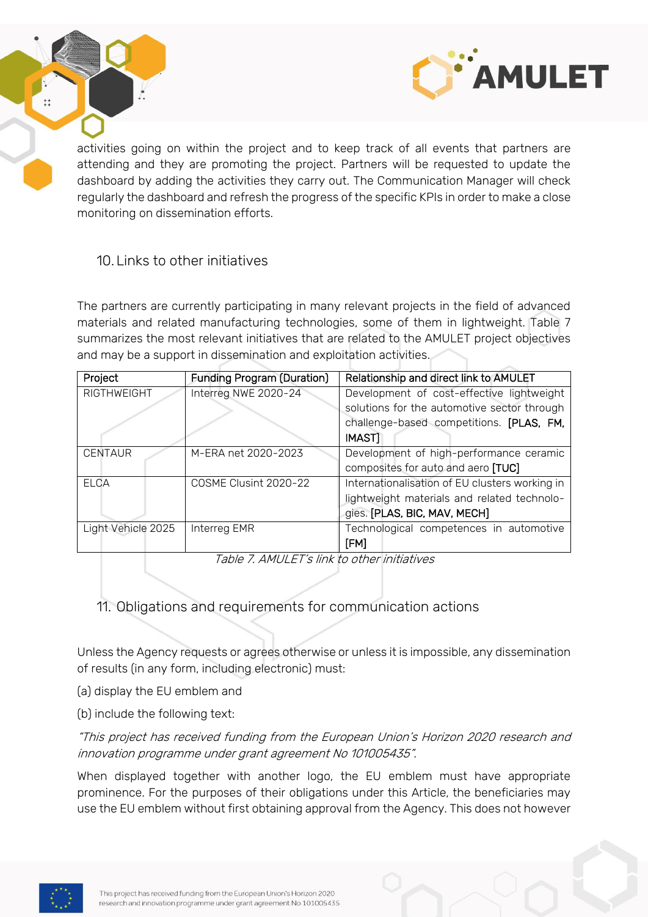activities going on within the project and to keep track of all events that partners are attending and they are promoting the project. Partners will be requested to update the dashboard by adding the activities they carry out. The Communication Manager will check regularly the dashboard and refresh the progress of the specific KPIs in order to make a close monitoring on dissemination efforts.

## 10. Links to other initiatives

The partners are currently participating in many relevant projects in the field of advanced materials and related manufacturing technologies, some of them in lightweight. Table 7 summarizes the most relevant initiatives that are related to the AMULET project objectives and may be a support in dissemination and exploitation activities.

| Project | Funding Program (Duration) | Relationship and direct link to AMULET |
|---|---|---|
| RIGTHWEIGHT | Interreg NWE 2020-24 | Development of cost-effective lightweight solutions for the automotive sector through challenge-based competitions. [PLAS, FM, IMAST] |
| CENTAUR | M-ERA net 2020-2023 | Development of high-performance ceramic composites for auto and aero [TUC] |
| ELCA | COSME Clusint 2020-22 | Internationalisation of EU clusters working in lightweight materials and related technologies. [PLAS, BIC, MAV, MECH] |
| Light Vehicle 2025 | Interreg EMR | Technological competences in automotive [FM] |

*Table 7. AMULET's link to other initiatives*

## 11. Obligations and requirements for communication actions

Unless the Agency requests or agrees otherwise or unless it is impossible, any dissemination of results (in any form, including electronic) must:

(a) display the EU emblem and

(b) include the following text:

*"This project has received funding from the European Union's Horizon 2020 research and innovation programme under grant agreement No 101005435".*

When displayed together with another logo, the EU emblem must have appropriate prominence. For the purposes of their obligations under this Article, the beneficiaries may use the EU emblem without first obtaining approval from the Agency. This does not however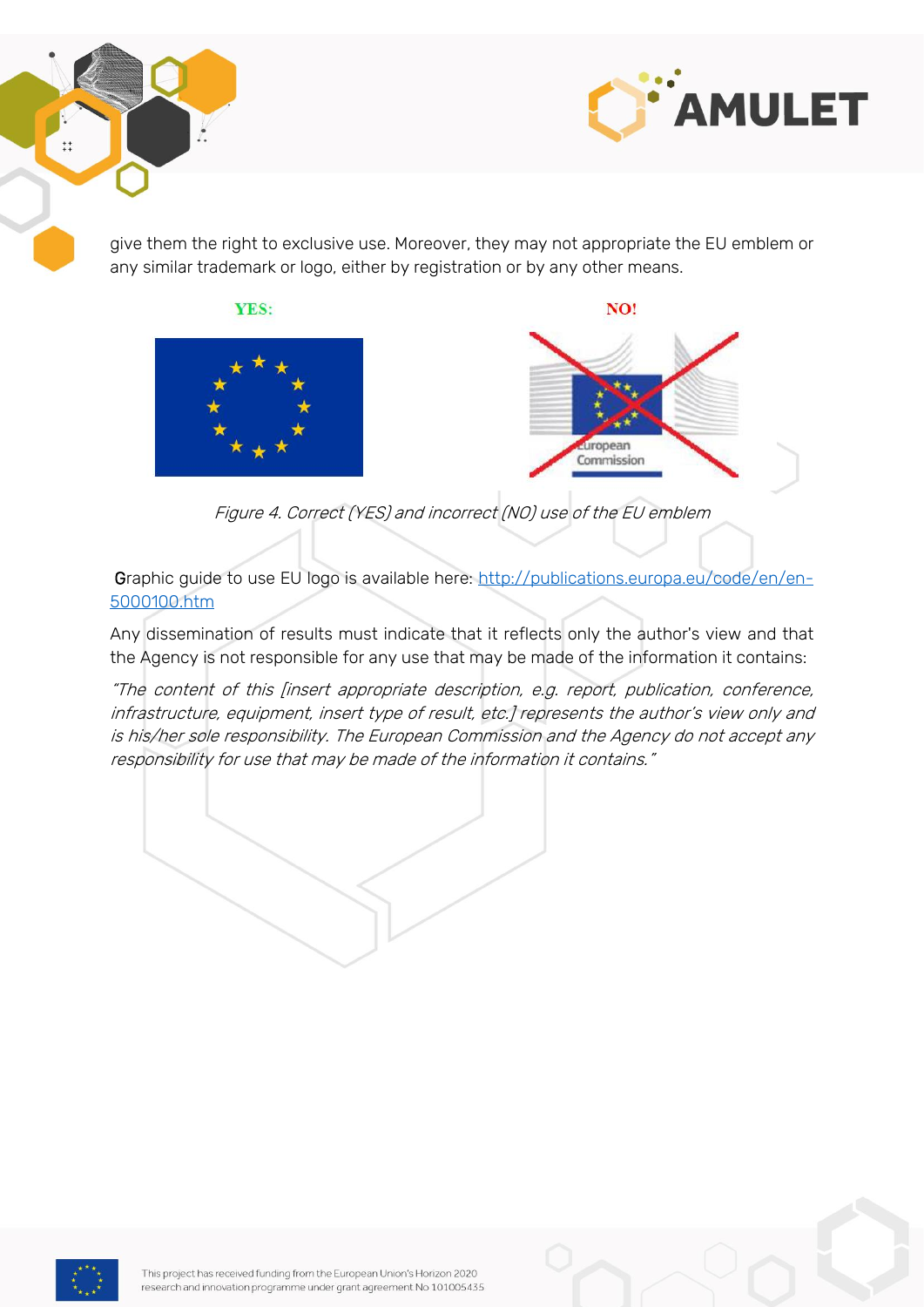give them the right to exclusive use. Moreover, they may not appropriate the EU emblem or any similar trademark or logo, either by registration or by any other means.

YES: NO!

*Figure 4. Correct (YES) and incorrect (NO) use of the EU emblem*

Graphic guide to use EU logo is available here: [http://publications.europa.eu/code/en/en-5000100.htm](http://publications.europa.eu/code/en/en-5000100.htm)

Any dissemination of results must indicate that it reflects only the author's view and that the Agency is not responsible for any use that may be made of the information it contains:

*"The content of this [insert appropriate description, e.g. report, publication, conference, infrastructure, equipment, insert type of result, etc.] represents the author's view only and is his/her sole responsibility. The European Commission and the Agency do not accept any responsibility for use that may be made of the information it contains."*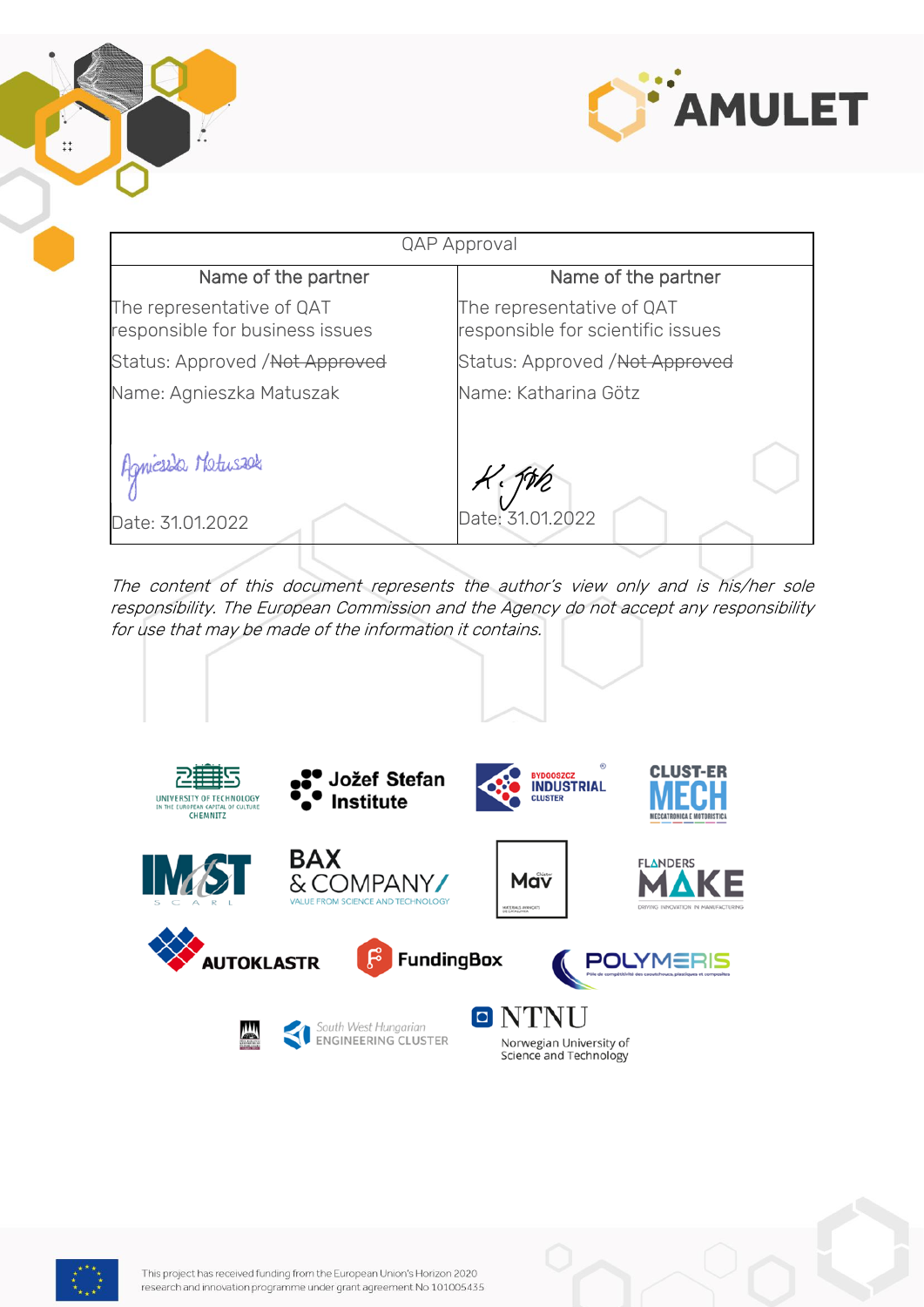| QAP Approval | |
|---|---|
| Name of the partner | Name of the partner |
| The representative of QAT responsible for business issues | The representative of QAT responsible for scientific issues |
| Status: Approved / ~~Not Approved~~ | Status: Approved / ~~Not Approved~~ |
| Name: Agnieszka Matuszak | Name: Katharina Götz |
| Date: 31.01.2022 | Date: 31.01.2022 |

*The content of this document represents the author's view only and is his/her sole responsibility. The European Commission and the Agency do not accept any responsibility for use that may be made of the information it contains.*

This project has received funding from the European Union's Horizon 2020 research and innovation programme under grant agreement No 101005435